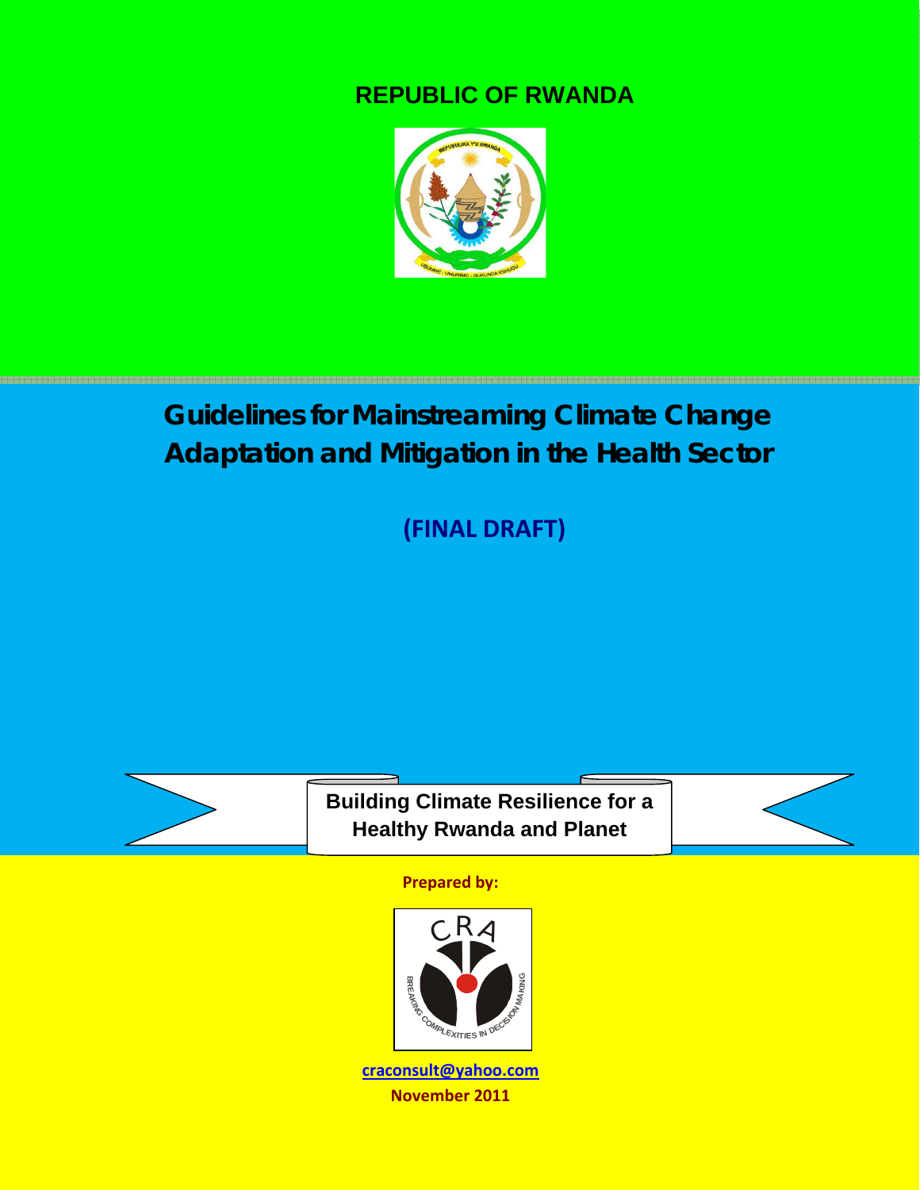**REPUBLIC OF RWANDA**

# Guidelines for Mainstreaming Climate Change Adaptation and Mitigation in the Health Sector

**(FINAL DRAFT)**

**Building Climate Resilience for a Healthy Rwanda and Planet**

**Prepared by:**

craconsult@yahoo.com

**November 2011**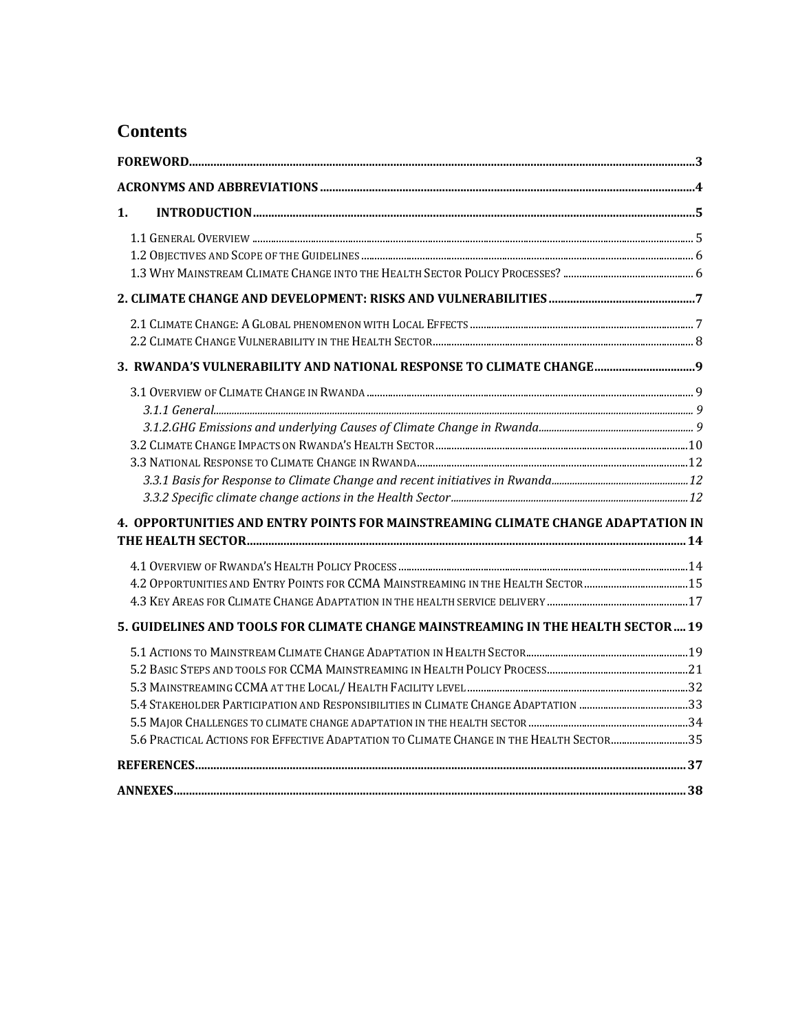# Contents

FOREWORD .......... 3

ACRONYMS AND ABBREVIATIONS .......... 4

1. INTRODUCTION .......... 5

- 1.1 General Overview .......... 5
- 1.2 Objectives and Scope of the Guidelines .......... 6
- 1.3 Why Mainstream Climate Change into the Health Sector Policy Processes? .......... 6

2. CLIMATE CHANGE AND DEVELOPMENT: RISKS AND VULNERABILITIES .......... 7

- 2.1 Climate Change: A Global phenomenon with Local Effects .......... 7
- 2.2 Climate Change Vulnerability in the Health Sector .......... 8

3. RWANDA'S VULNERABILITY AND NATIONAL RESPONSE TO CLIMATE CHANGE .......... 9

- 3.1 Overview of Climate Change in Rwanda .......... 9
  - *3.1.1 General* .......... *9*
  - *3.1.2.GHG Emissions and underlying Causes of Climate Change in Rwanda* .......... *9*
- 3.2 Climate Change Impacts on Rwanda's Health Sector .......... 10
- 3.3 National Response to Climate Change in Rwanda .......... 12
  - *3.3.1 Basis for Response to Climate Change and recent initiatives in Rwanda* .......... *12*
  - *3.3.2 Specific climate change actions in the Health Sector* .......... *12*

4. OPPORTUNITIES AND ENTRY POINTS FOR MAINSTREAMING CLIMATE CHANGE ADAPTATION IN THE HEALTH SECTOR .......... 14

- 4.1 Overview of Rwanda's Health Policy Process .......... 14
- 4.2 Opportunities and Entry Points for CCMA Mainstreaming in the Health Sector .......... 15
- 4.3 Key Areas for Climate Change Adaptation in the health service delivery .......... 17

5. GUIDELINES AND TOOLS FOR CLIMATE CHANGE MAINSTREAMING IN THE HEALTH SECTOR .......... 19

- 5.1 Actions to Mainstream Climate Change Adaptation in Health Sector .......... 19
- 5.2 Basic Steps and tools for CCMA Mainstreaming in Health Policy Process .......... 21
- 5.3 Mainstreaming CCMA at the Local/ Health Facility level .......... 32
- 5.4 Stakeholder Participation and Responsibilities in Climate Change Adaptation .......... 33
- 5.5 Major Challenges to climate change adaptation in the health sector .......... 34
- 5.6 Practical Actions for Effective Adaptation to Climate Change in the Health Sector .......... 35

REFERENCES .......... 37

ANNEXES .......... 38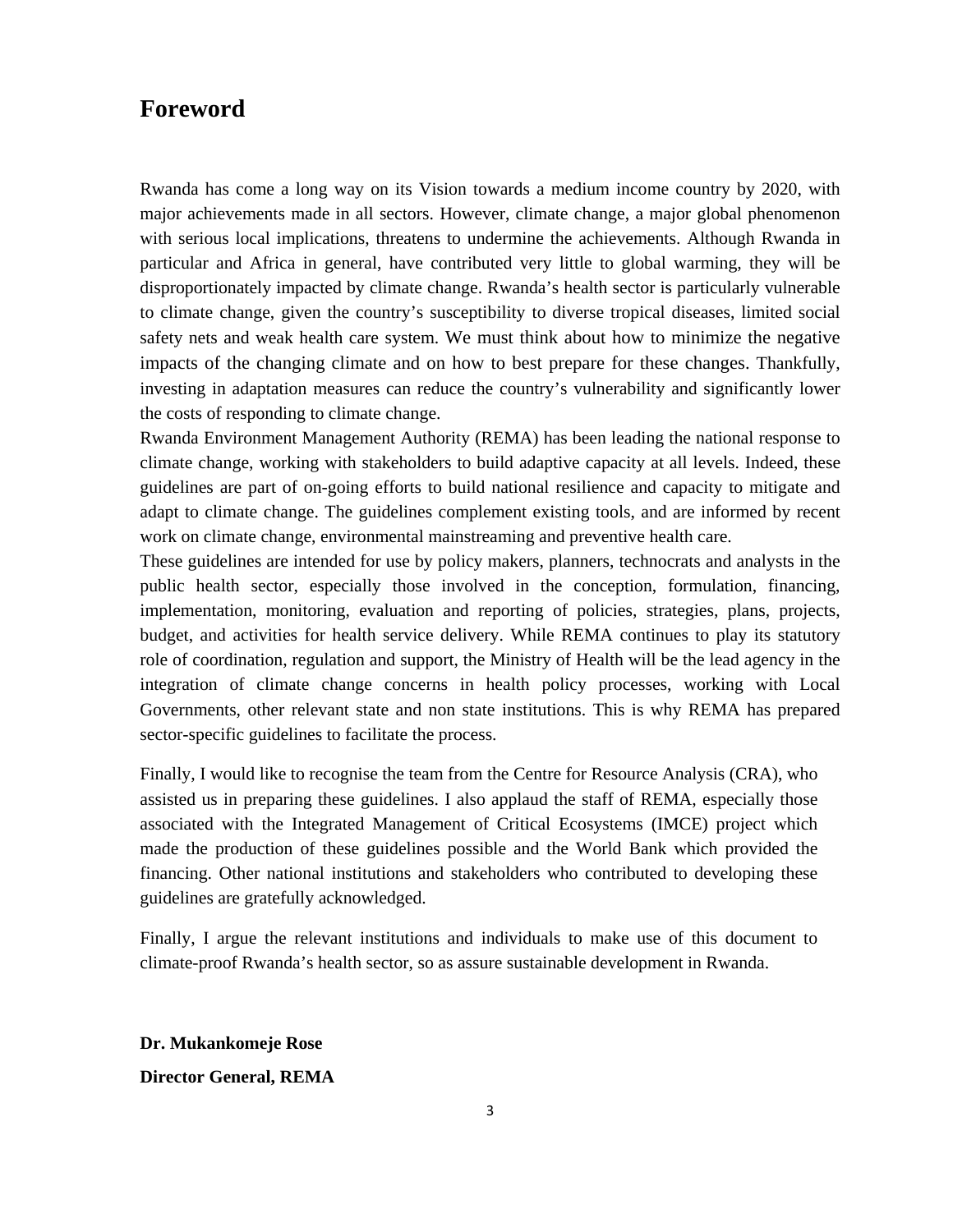## Foreword

Rwanda has come a long way on its Vision towards a medium income country by 2020, with major achievements made in all sectors. However, climate change, a major global phenomenon with serious local implications, threatens to undermine the achievements. Although Rwanda in particular and Africa in general, have contributed very little to global warming, they will be disproportionately impacted by climate change. Rwanda's health sector is particularly vulnerable to climate change, given the country's susceptibility to diverse tropical diseases, limited social safety nets and weak health care system. We must think about how to minimize the negative impacts of the changing climate and on how to best prepare for these changes. Thankfully, investing in adaptation measures can reduce the country's vulnerability and significantly lower the costs of responding to climate change.

Rwanda Environment Management Authority (REMA) has been leading the national response to climate change, working with stakeholders to build adaptive capacity at all levels. Indeed, these guidelines are part of on-going efforts to build national resilience and capacity to mitigate and adapt to climate change. The guidelines complement existing tools, and are informed by recent work on climate change, environmental mainstreaming and preventive health care.

These guidelines are intended for use by policy makers, planners, technocrats and analysts in the public health sector, especially those involved in the conception, formulation, financing, implementation, monitoring, evaluation and reporting of policies, strategies, plans, projects, budget, and activities for health service delivery. While REMA continues to play its statutory role of coordination, regulation and support, the Ministry of Health will be the lead agency in the integration of climate change concerns in health policy processes, working with Local Governments, other relevant state and non state institutions. This is why REMA has prepared sector-specific guidelines to facilitate the process.

Finally, I would like to recognise the team from the Centre for Resource Analysis (CRA), who assisted us in preparing these guidelines. I also applaud the staff of REMA, especially those associated with the Integrated Management of Critical Ecosystems (IMCE) project which made the production of these guidelines possible and the World Bank which provided the financing. Other national institutions and stakeholders who contributed to developing these guidelines are gratefully acknowledged.

Finally, I argue the relevant institutions and individuals to make use of this document to climate-proof Rwanda's health sector, so as assure sustainable development in Rwanda.

**Dr. Mukankomeje Rose**

**Director General, REMA**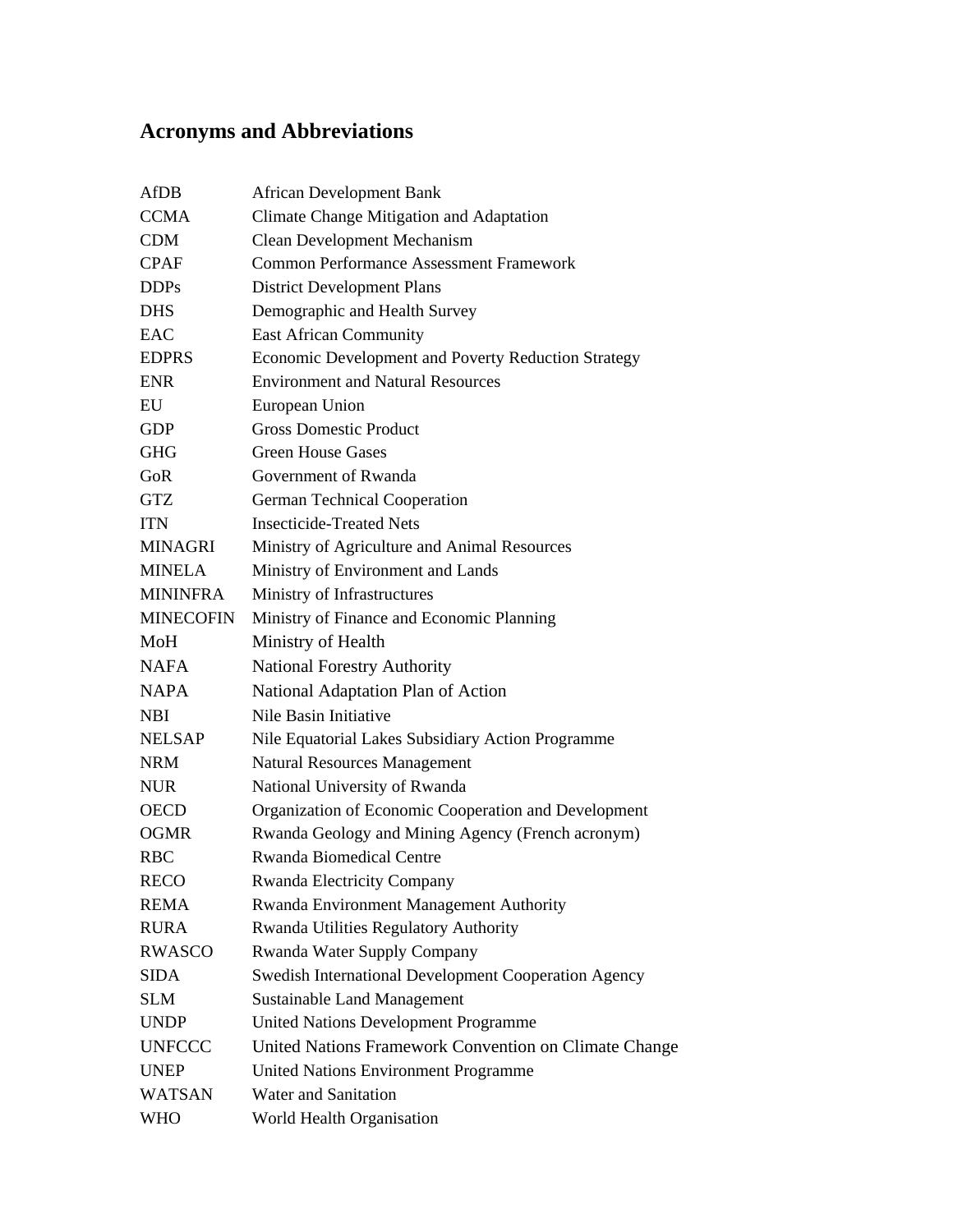# Acronyms and Abbreviations

| | |
|---|---|
| AfDB | African Development Bank |
| CCMA | Climate Change Mitigation and Adaptation |
| CDM | Clean Development Mechanism |
| CPAF | Common Performance Assessment Framework |
| DDPs | District Development Plans |
| DHS | Demographic and Health Survey |
| EAC | East African Community |
| EDPRS | Economic Development and Poverty Reduction Strategy |
| ENR | Environment and Natural Resources |
| EU | European Union |
| GDP | Gross Domestic Product |
| GHG | Green House Gases |
| GoR | Government of Rwanda |
| GTZ | German Technical Cooperation |
| ITN | Insecticide-Treated Nets |
| MINAGRI | Ministry of Agriculture and Animal Resources |
| MINELA | Ministry of Environment and Lands |
| MININFRA | Ministry of Infrastructures |
| MINECOFIN | Ministry of Finance and Economic Planning |
| MoH | Ministry of Health |
| NAFA | National Forestry Authority |
| NAPA | National Adaptation Plan of Action |
| NBI | Nile Basin Initiative |
| NELSAP | Nile Equatorial Lakes Subsidiary Action Programme |
| NRM | Natural Resources Management |
| NUR | National University of Rwanda |
| OECD | Organization of Economic Cooperation and Development |
| OGMR | Rwanda Geology and Mining Agency (French acronym) |
| RBC | Rwanda Biomedical Centre |
| RECO | Rwanda Electricity Company |
| REMA | Rwanda Environment Management Authority |
| RURA | Rwanda Utilities Regulatory Authority |
| RWASCO | Rwanda Water Supply Company |
| SIDA | Swedish International Development Cooperation Agency |
| SLM | Sustainable Land Management |
| UNDP | United Nations Development Programme |
| UNFCCC | United Nations Framework Convention on Climate Change |
| UNEP | United Nations Environment Programme |
| WATSAN | Water and Sanitation |
| WHO | World Health Organisation |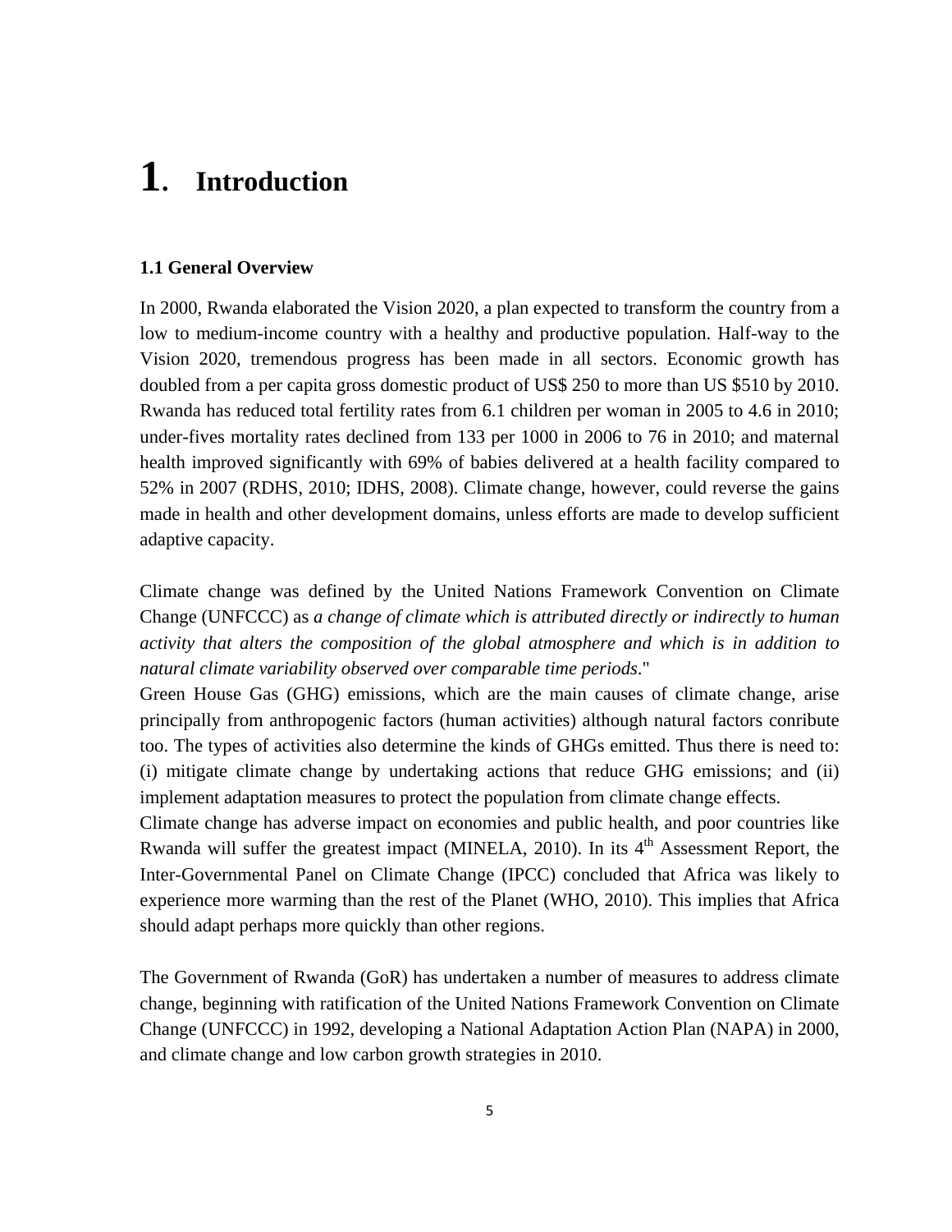# 1. Introduction

### 1.1 General Overview

In 2000, Rwanda elaborated the Vision 2020, a plan expected to transform the country from a low to medium-income country with a healthy and productive population. Half-way to the Vision 2020, tremendous progress has been made in all sectors. Economic growth has doubled from a per capita gross domestic product of US$ 250 to more than US $510 by 2010. Rwanda has reduced total fertility rates from 6.1 children per woman in 2005 to 4.6 in 2010; under-fives mortality rates declined from 133 per 1000 in 2006 to 76 in 2010; and maternal health improved significantly with 69% of babies delivered at a health facility compared to 52% in 2007 (RDHS, 2010; IDHS, 2008). Climate change, however, could reverse the gains made in health and other development domains, unless efforts are made to develop sufficient adaptive capacity.

Climate change was defined by the United Nations Framework Convention on Climate Change (UNFCCC) as *a change of climate which is attributed directly or indirectly to human activity that alters the composition of the global atmosphere and which is in addition to natural climate variability observed over comparable time periods*."

Green House Gas (GHG) emissions, which are the main causes of climate change, arise principally from anthropogenic factors (human activities) although natural factors conribute too. The types of activities also determine the kinds of GHGs emitted. Thus there is need to: (i) mitigate climate change by undertaking actions that reduce GHG emissions; and (ii) implement adaptation measures to protect the population from climate change effects.

Climate change has adverse impact on economies and public health, and poor countries like Rwanda will suffer the greatest impact (MINELA, 2010). In its 4th Assessment Report, the Inter-Governmental Panel on Climate Change (IPCC) concluded that Africa was likely to experience more warming than the rest of the Planet (WHO, 2010). This implies that Africa should adapt perhaps more quickly than other regions.

The Government of Rwanda (GoR) has undertaken a number of measures to address climate change, beginning with ratification of the United Nations Framework Convention on Climate Change (UNFCCC) in 1992, developing a National Adaptation Action Plan (NAPA) in 2000, and climate change and low carbon growth strategies in 2010.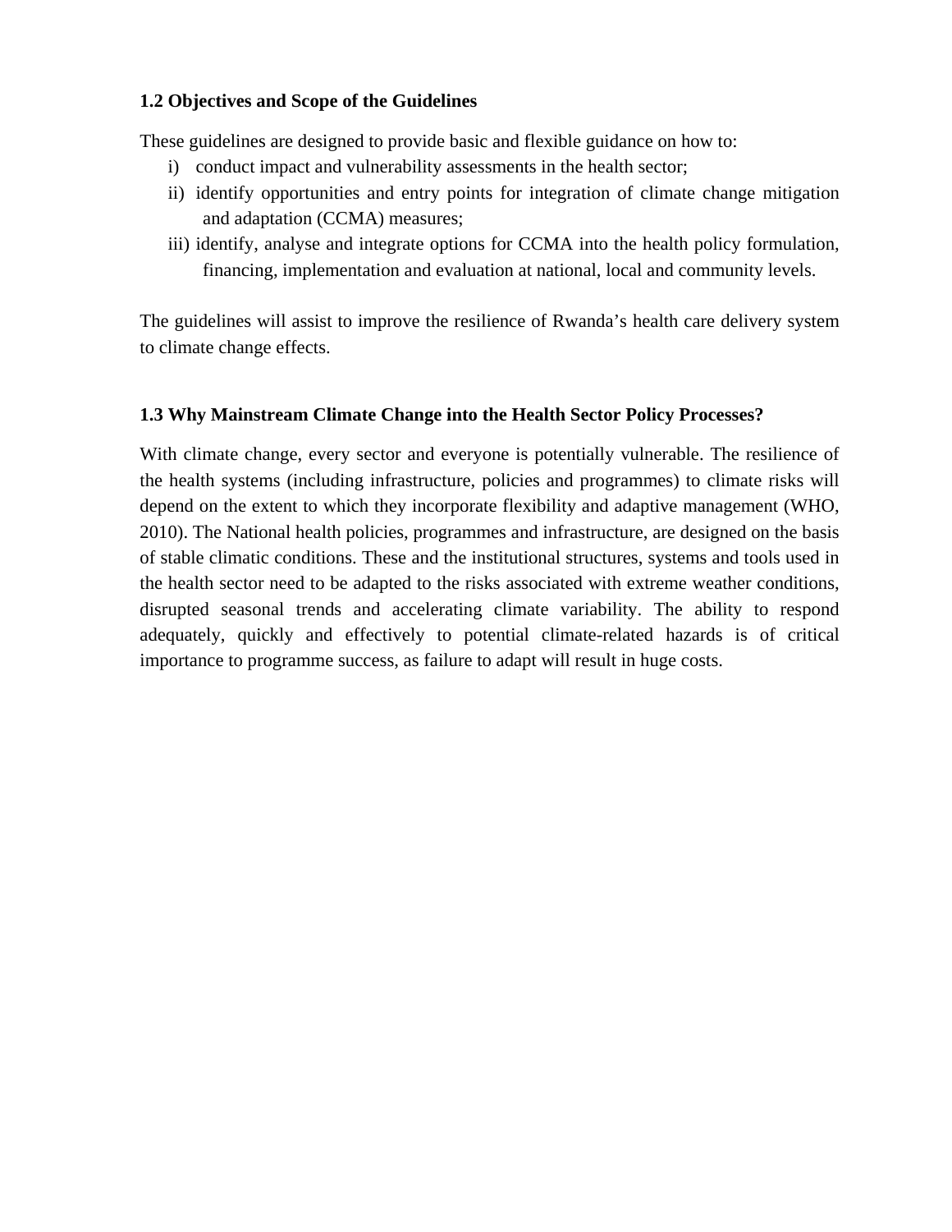### 1.2 Objectives and Scope of the Guidelines

These guidelines are designed to provide basic and flexible guidance on how to:

i) conduct impact and vulnerability assessments in the health sector;
ii) identify opportunities and entry points for integration of climate change mitigation and adaptation (CCMA) measures;
iii) identify, analyse and integrate options for CCMA into the health policy formulation, financing, implementation and evaluation at national, local and community levels.

The guidelines will assist to improve the resilience of Rwanda's health care delivery system to climate change effects.

### 1.3 Why Mainstream Climate Change into the Health Sector Policy Processes?

With climate change, every sector and everyone is potentially vulnerable. The resilience of the health systems (including infrastructure, policies and programmes) to climate risks will depend on the extent to which they incorporate flexibility and adaptive management (WHO, 2010). The National health policies, programmes and infrastructure, are designed on the basis of stable climatic conditions. These and the institutional structures, systems and tools used in the health sector need to be adapted to the risks associated with extreme weather conditions, disrupted seasonal trends and accelerating climate variability. The ability to respond adequately, quickly and effectively to potential climate-related hazards is of critical importance to programme success, as failure to adapt will result in huge costs.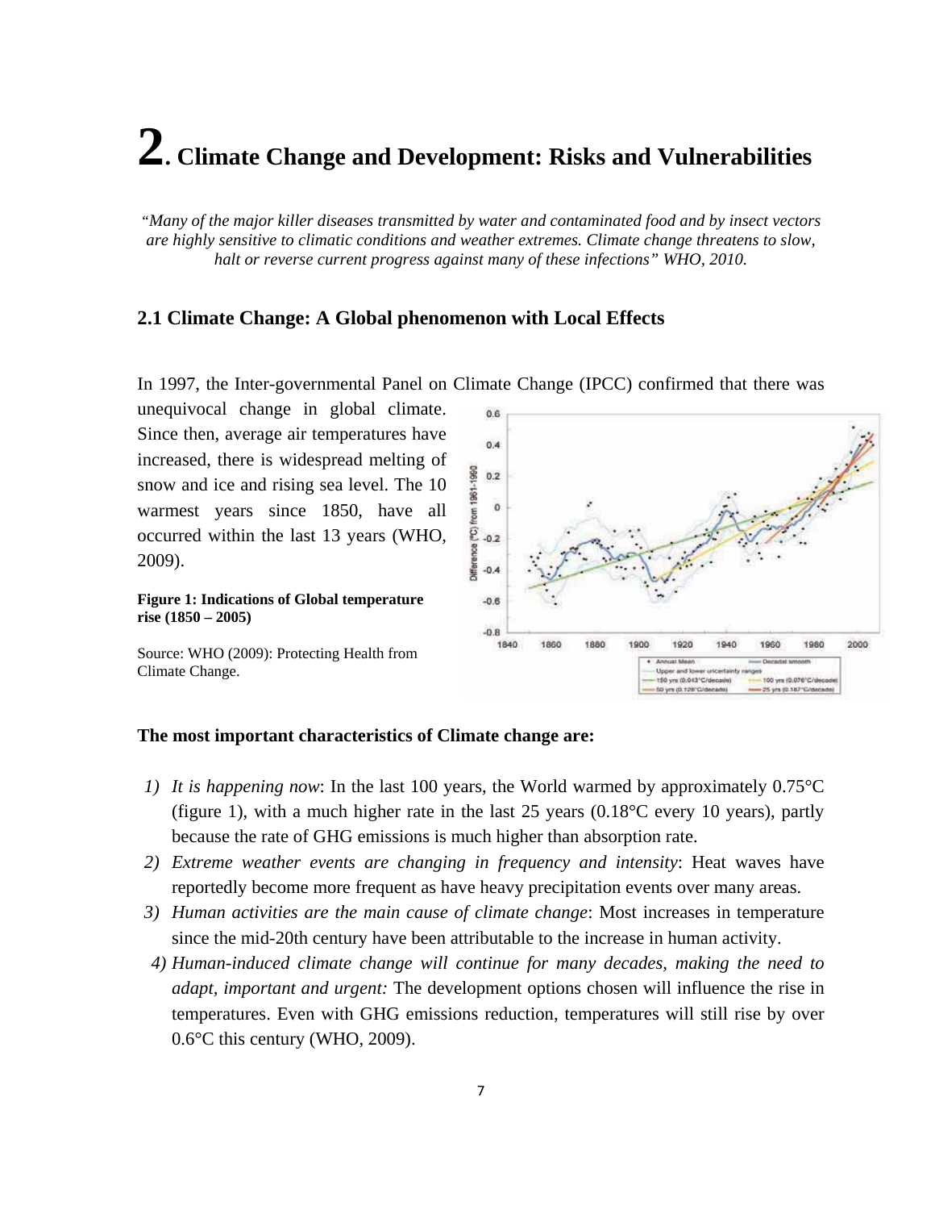# 2. Climate Change and Development: Risks and Vulnerabilities

*"Many of the major killer diseases transmitted by water and contaminated food and by insect vectors are highly sensitive to climatic conditions and weather extremes. Climate change threatens to slow, halt or reverse current progress against many of these infections" WHO, 2010.*

## 2.1 Climate Change: A Global phenomenon with Local Effects

In 1997, the Inter-governmental Panel on Climate Change (IPCC) confirmed that there was unequivocal change in global climate. Since then, average air temperatures have increased, there is widespread melting of snow and ice and rising sea level. The 10 warmest years since 1850, have all occurred within the last 13 years (WHO, 2009).

**Figure 1: Indications of Global temperature rise (1850 – 2005)**

Source: WHO (2009): Protecting Health from Climate Change.

**The most important characteristics of Climate change are:**

1) *It is happening now*: In the last 100 years, the World warmed by approximately 0.75°C (figure 1), with a much higher rate in the last 25 years (0.18°C every 10 years), partly because the rate of GHG emissions is much higher than absorption rate.
2) *Extreme weather events are changing in frequency and intensity*: Heat waves have reportedly become more frequent as have heavy precipitation events over many areas.
3) *Human activities are the main cause of climate change*: Most increases in temperature since the mid-20th century have been attributable to the increase in human activity.
4) *Human-induced climate change will continue for many decades, making the need to adapt, important and urgent:* The development options chosen will influence the rise in temperatures. Even with GHG emissions reduction, temperatures will still rise by over 0.6°C this century (WHO, 2009).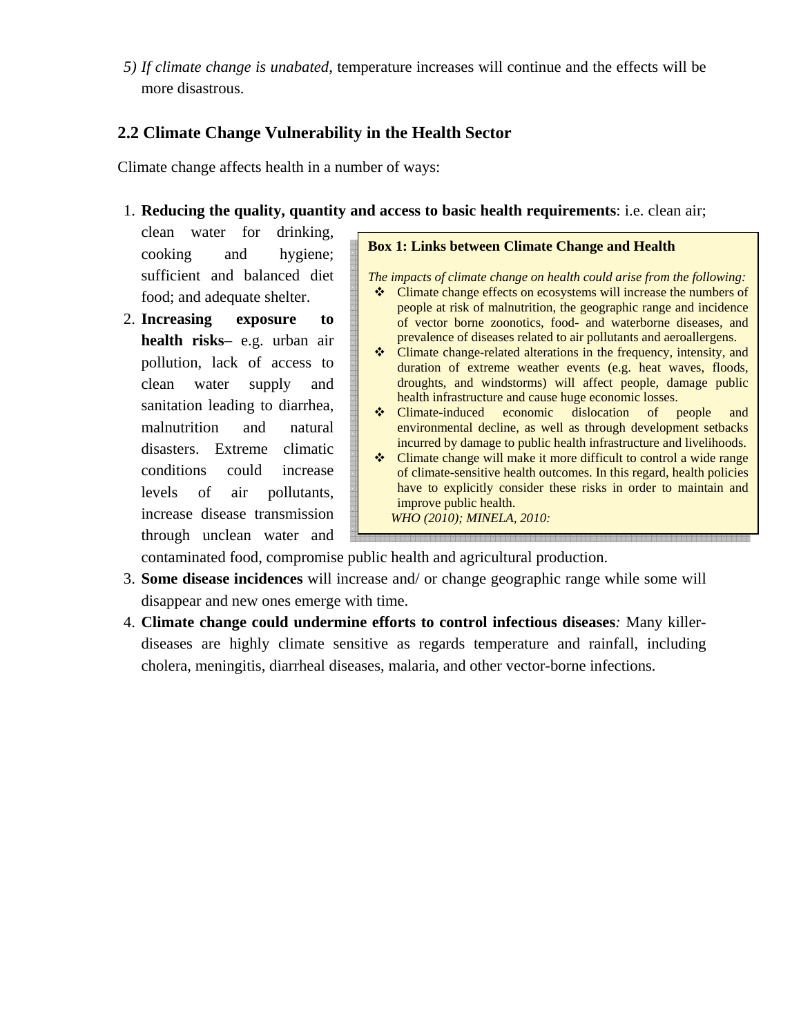5) *If climate change is unabated*, temperature increases will continue and the effects will be more disastrous.

## 2.2 Climate Change Vulnerability in the Health Sector

Climate change affects health in a number of ways:

1. **Reducing the quality, quantity and access to basic health requirements**: i.e. clean air; clean water for drinking, cooking and hygiene; sufficient and balanced diet food; and adequate shelter.
2. **Increasing exposure to health risks**– e.g. urban air pollution, lack of access to clean water supply and sanitation leading to diarrhea, malnutrition and natural disasters. Extreme climatic conditions could increase levels of air pollutants, increase disease transmission through unclean water and contaminated food, compromise public health and agricultural production.
3. **Some disease incidences** will increase and/ or change geographic range while some will disappear and new ones emerge with time.
4. **Climate change could undermine efforts to control infectious diseases***:* Many killer-diseases are highly climate sensitive as regards temperature and rainfall, including cholera, meningitis, diarrheal diseases, malaria, and other vector-borne infections.

**Box 1: Links between Climate Change and Health**

*The impacts of climate change on health could arise from the following:*

- Climate change effects on ecosystems will increase the numbers of people at risk of malnutrition, the geographic range and incidence of vector borne zoonotics, food- and waterborne diseases, and prevalence of diseases related to air pollutants and aeroallergens.
- Climate change-related alterations in the frequency, intensity, and duration of extreme weather events (e.g. heat waves, floods, droughts, and windstorms) will affect people, damage public health infrastructure and cause huge economic losses.
- Climate-induced economic dislocation of people and environmental decline, as well as through development setbacks incurred by damage to public health infrastructure and livelihoods.
- Climate change will make it more difficult to control a wide range of climate-sensitive health outcomes. In this regard, health policies have to explicitly consider these risks in order to maintain and improve public health.

*WHO (2010); MINELA, 2010:*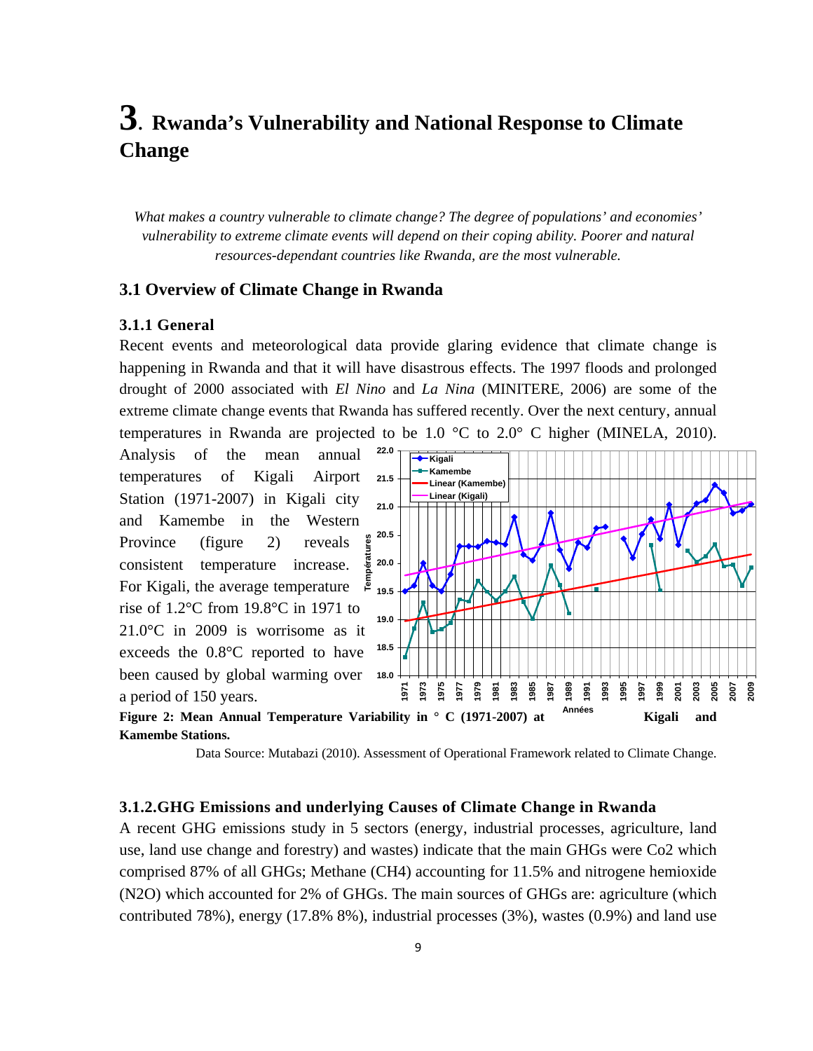# 3. Rwanda's Vulnerability and National Response to Climate Change

*What makes a country vulnerable to climate change? The degree of populations' and economies' vulnerability to extreme climate events will depend on their coping ability. Poorer and natural resources-dependant countries like Rwanda, are the most vulnerable.*

## 3.1 Overview of Climate Change in Rwanda

### 3.1.1 General

Recent events and meteorological data provide glaring evidence that climate change is happening in Rwanda and that it will have disastrous effects. The 1997 floods and prolonged drought of 2000 associated with *El Nino* and *La Nina* (MINITERE, 2006) are some of the extreme climate change events that Rwanda has suffered recently. Over the next century, annual temperatures in Rwanda are projected to be 1.0 °C to 2.0° C higher (MINELA, 2010). Analysis of the mean annual temperatures of Kigali Airport Station (1971-2007) in Kigali city and Kamembe in the Western Province (figure 2) reveals consistent temperature increase. For Kigali, the average temperature rise of 1.2°C from 19.8°C in 1971 to 21.0°C in 2009 is worrisome as it exceeds the 0.8°C reported to have been caused by global warming over a period of 150 years.

**Figure 2: Mean Annual Temperature Variability in ° C (1971-2007) at Kigali and Kamembe Stations.**

Data Source: Mutabazi (2010). Assessment of Operational Framework related to Climate Change.

### 3.1.2.GHG Emissions and underlying Causes of Climate Change in Rwanda

A recent GHG emissions study in 5 sectors (energy, industrial processes, agriculture, land use, land use change and forestry) and wastes) indicate that the main GHGs were Co2 which comprised 87% of all GHGs; Methane ($CH_4$) accounting for 11.5% and nitrogene hemioxide ($N_2O$) which accounted for 2% of GHGs. The main sources of GHGs are: agriculture (which contributed 78%), energy (17.8% 8%), industrial processes (3%), wastes (0.9%) and land use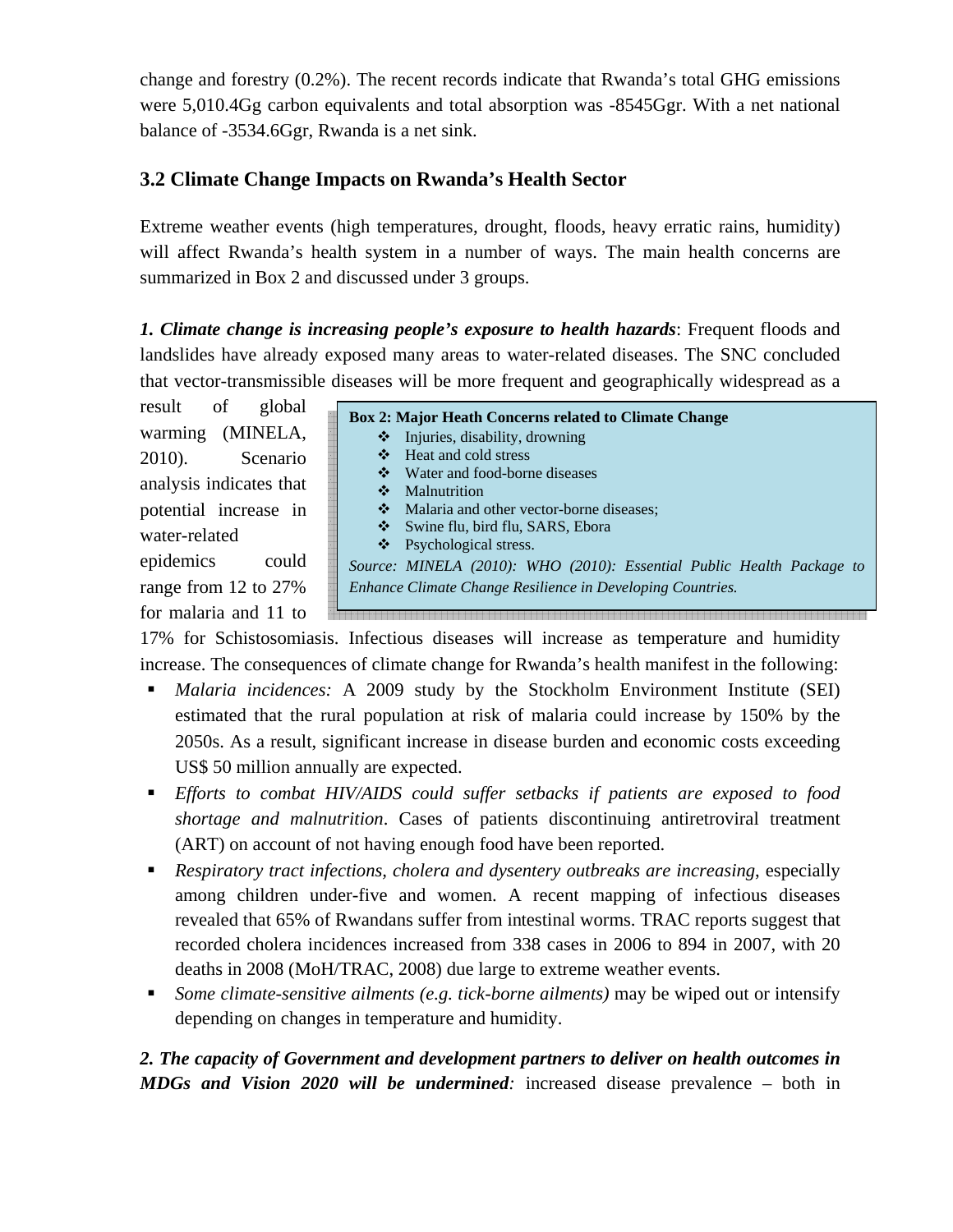change and forestry (0.2%). The recent records indicate that Rwanda's total GHG emissions were 5,010.4Gg carbon equivalents and total absorption was -8545Ggr. With a net national balance of -3534.6Ggr, Rwanda is a net sink.

### 3.2 Climate Change Impacts on Rwanda's Health Sector

Extreme weather events (high temperatures, drought, floods, heavy erratic rains, humidity) will affect Rwanda's health system in a number of ways. The main health concerns are summarized in Box 2 and discussed under 3 groups.

***1. Climate change is increasing people's exposure to health hazards***: Frequent floods and landslides have already exposed many areas to water-related diseases. The SNC concluded that vector-transmissible diseases will be more frequent and geographically widespread as a result of global warming (MINELA, 2010). Scenario analysis indicates that potential increase in water-related epidemics could range from 12 to 27% for malaria and 11 to 17% for Schistosomiasis. Infectious diseases will increase as temperature and humidity increase. The consequences of climate change for Rwanda's health manifest in the following:

> **Box 2: Major Heath Concerns related to Climate Change**
> - Injuries, disability, drowning
> - Heat and cold stress
> - Water and food-borne diseases
> - Malnutrition
> - Malaria and other vector-borne diseases;
> - Swine flu, bird flu, SARS, Ebora
> - Psychological stress.
>
> *Source: MINELA (2010): WHO (2010): Essential Public Health Package to Enhance Climate Change Resilience in Developing Countries.*

- *Malaria incidences:* A 2009 study by the Stockholm Environment Institute (SEI) estimated that the rural population at risk of malaria could increase by 150% by the 2050s. As a result, significant increase in disease burden and economic costs exceeding US$ 50 million annually are expected.
- *Efforts to combat HIV/AIDS could suffer setbacks if patients are exposed to food shortage and malnutrition*. Cases of patients discontinuing antiretroviral treatment (ART) on account of not having enough food have been reported.
- *Respiratory tract infections, cholera and dysentery outbreaks are increasing*, especially among children under-five and women. A recent mapping of infectious diseases revealed that 65% of Rwandans suffer from intestinal worms. TRAC reports suggest that recorded cholera incidences increased from 338 cases in 2006 to 894 in 2007, with 20 deaths in 2008 (MoH/TRAC, 2008) due large to extreme weather events.
- *Some climate-sensitive ailments (e.g. tick-borne ailments)* may be wiped out or intensify depending on changes in temperature and humidity.

***2. The capacity of Government and development partners to deliver on health outcomes in MDGs and Vision 2020 will be undermined****:* increased disease prevalence – both in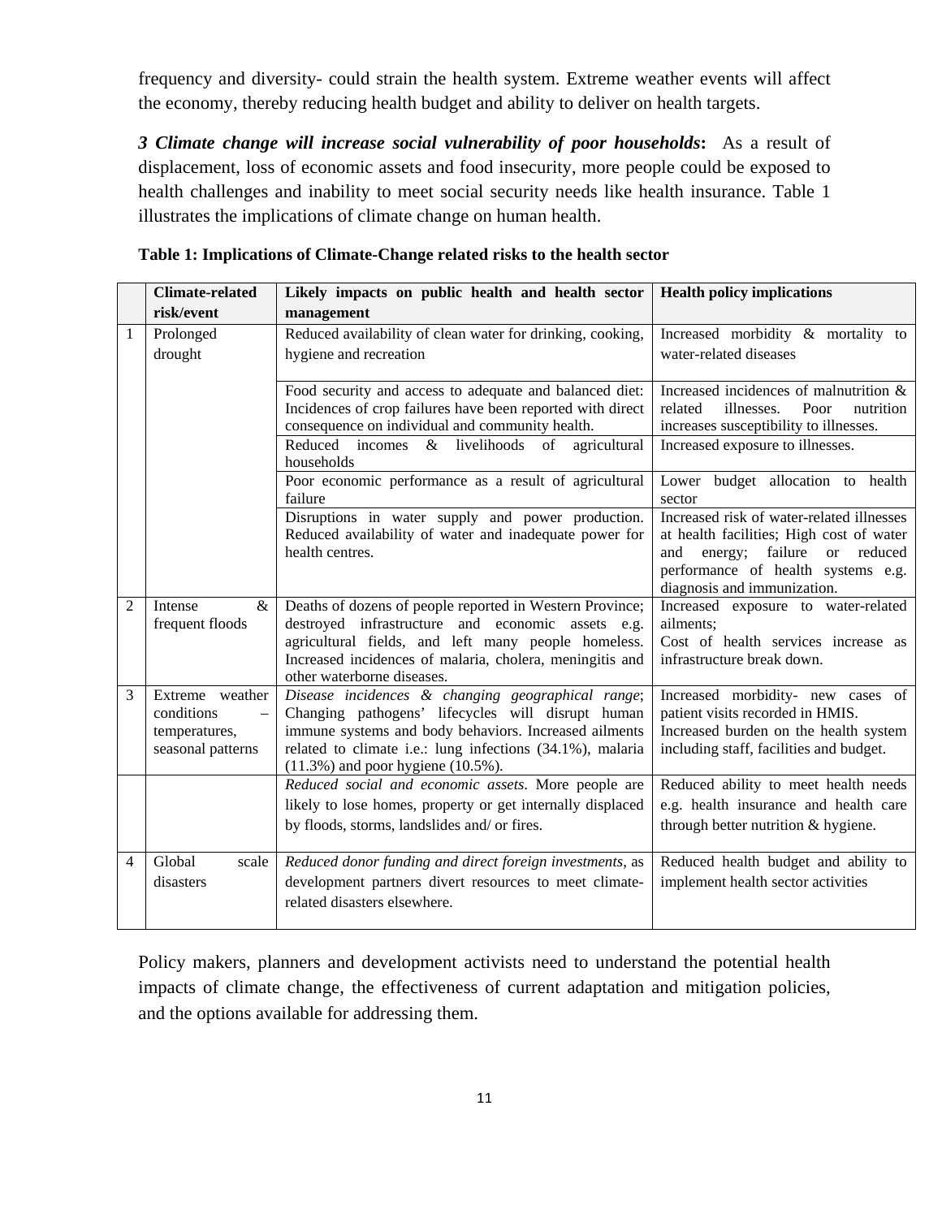frequency and diversity- could strain the health system. Extreme weather events will affect the economy, thereby reducing health budget and ability to deliver on health targets.

***3 Climate change will increase social vulnerability of poor households*:** As a result of displacement, loss of economic assets and food insecurity, more people could be exposed to health challenges and inability to meet social security needs like health insurance. Table 1 illustrates the implications of climate change on human health.

**Table 1: Implications of Climate-Change related risks to the health sector**

| | Climate-related risk/event | Likely impacts on public health and health sector management | Health policy implications |
|---|---|---|---|
| 1 | Prolonged drought | Reduced availability of clean water for drinking, cooking, hygiene and recreation | Increased morbidity & mortality to water-related diseases |
| | | Food security and access to adequate and balanced diet: Incidences of crop failures have been reported with direct consequence on individual and community health. | Increased incidences of malnutrition & related illnesses. Poor nutrition increases susceptibility to illnesses. |
| | | Reduced incomes & livelihoods of agricultural households | Increased exposure to illnesses. |
| | | Poor economic performance as a result of agricultural failure | Lower budget allocation to health sector |
| | | Disruptions in water supply and power production. Reduced availability of water and inadequate power for health centres. | Increased risk of water-related illnesses at health facilities; High cost of water and energy; failure or reduced performance of health systems e.g. diagnosis and immunization. |
| 2 | Intense & frequent floods | Deaths of dozens of people reported in Western Province; destroyed infrastructure and economic assets e.g. agricultural fields, and left many people homeless. Increased incidences of malaria, cholera, meningitis and other waterborne diseases. | Increased exposure to water-related ailments; Cost of health services increase as infrastructure break down. |
| 3 | Extreme weather conditions – temperatures, seasonal patterns | *Disease incidences & changing geographical range*; Changing pathogens' lifecycles will disrupt human immune systems and body behaviors. Increased ailments related to climate i.e.: lung infections (34.1%), malaria (11.3%) and poor hygiene (10.5%). | Increased morbidity- new cases of patient visits recorded in HMIS. Increased burden on the health system including staff, facilities and budget. |
| | | *Reduced social and economic assets*. More people are likely to lose homes, property or get internally displaced by floods, storms, landslides and/ or fires. | Reduced ability to meet health needs e.g. health insurance and health care through better nutrition & hygiene. |
| 4 | Global scale disasters | *Reduced donor funding and direct foreign investments*, as development partners divert resources to meet climate-related disasters elsewhere. | Reduced health budget and ability to implement health sector activities |

Policy makers, planners and development activists need to understand the potential health impacts of climate change, the effectiveness of current adaptation and mitigation policies, and the options available for addressing them.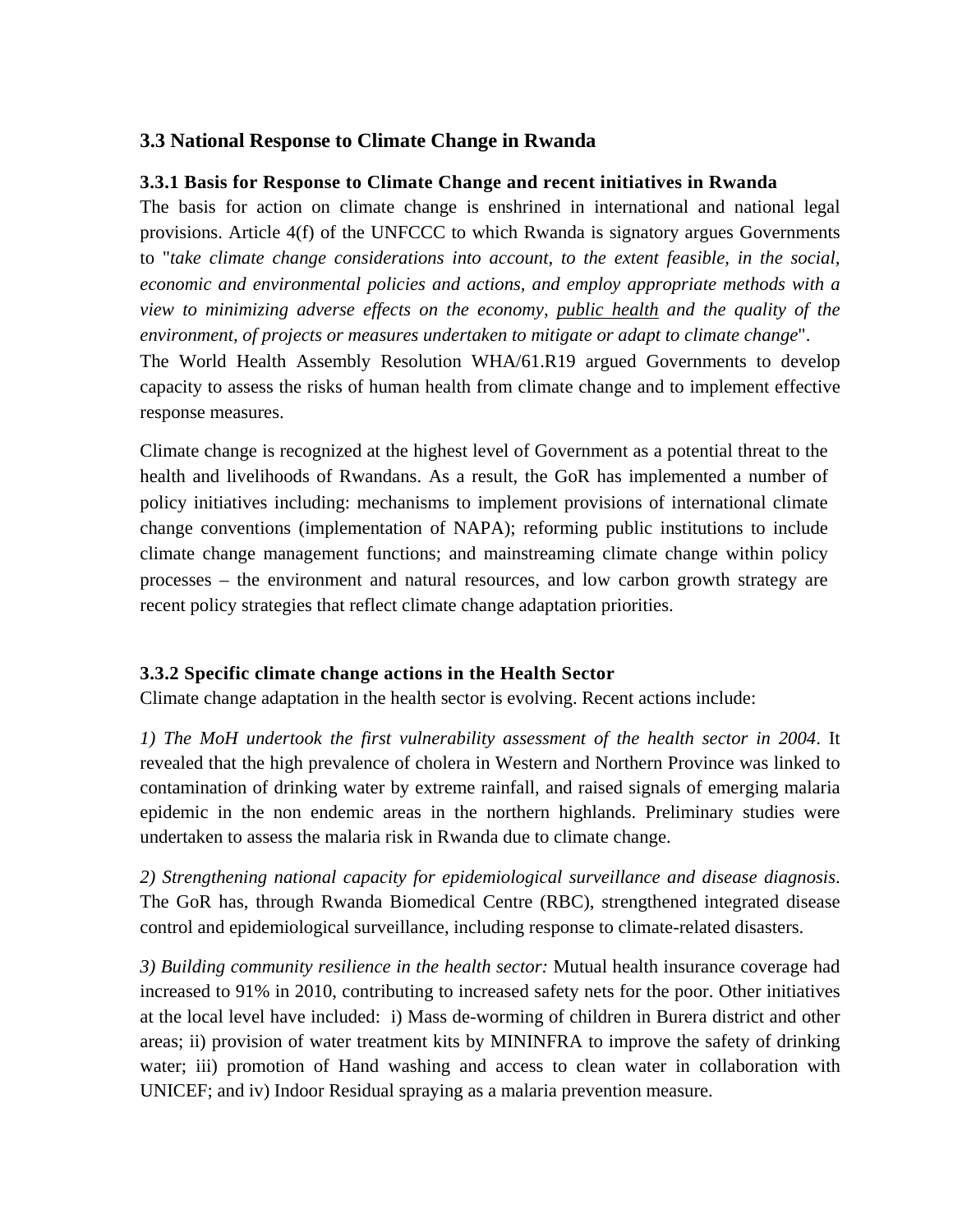## 3.3 National Response to Climate Change in Rwanda

### 3.3.1 Basis for Response to Climate Change and recent initiatives in Rwanda

The basis for action on climate change is enshrined in international and national legal provisions. Article 4(f) of the UNFCCC to which Rwanda is signatory argues Governments to "*take climate change considerations into account, to the extent feasible, in the social, economic and environmental policies and actions, and employ appropriate methods with a view to minimizing adverse effects on the economy, public health and the quality of the environment, of projects or measures undertaken to mitigate or adapt to climate change*".

The World Health Assembly Resolution WHA/61.R19 argued Governments to develop capacity to assess the risks of human health from climate change and to implement effective response measures.

Climate change is recognized at the highest level of Government as a potential threat to the health and livelihoods of Rwandans. As a result, the GoR has implemented a number of policy initiatives including: mechanisms to implement provisions of international climate change conventions (implementation of NAPA); reforming public institutions to include climate change management functions; and mainstreaming climate change within policy processes – the environment and natural resources, and low carbon growth strategy are recent policy strategies that reflect climate change adaptation priorities.

### 3.3.2 Specific climate change actions in the Health Sector

Climate change adaptation in the health sector is evolving. Recent actions include:

*1) The MoH undertook the first vulnerability assessment of the health sector in 2004*. It revealed that the high prevalence of cholera in Western and Northern Province was linked to contamination of drinking water by extreme rainfall, and raised signals of emerging malaria epidemic in the non endemic areas in the northern highlands. Preliminary studies were undertaken to assess the malaria risk in Rwanda due to climate change.

*2) Strengthening national capacity for epidemiological surveillance and disease diagnosis*. The GoR has, through Rwanda Biomedical Centre (RBC), strengthened integrated disease control and epidemiological surveillance, including response to climate-related disasters.

*3) Building community resilience in the health sector:* Mutual health insurance coverage had increased to 91% in 2010, contributing to increased safety nets for the poor. Other initiatives at the local level have included: i) Mass de-worming of children in Burera district and other areas; ii) provision of water treatment kits by MININFRA to improve the safety of drinking water; iii) promotion of Hand washing and access to clean water in collaboration with UNICEF; and iv) Indoor Residual spraying as a malaria prevention measure.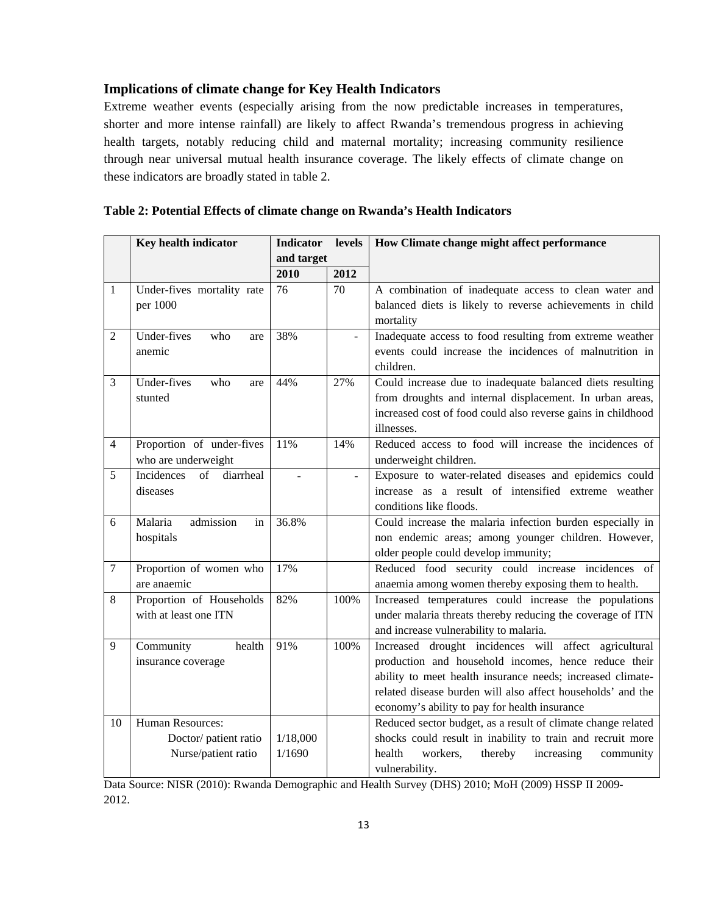## Implications of climate change for Key Health Indicators

Extreme weather events (especially arising from the now predictable increases in temperatures, shorter and more intense rainfall) are likely to affect Rwanda's tremendous progress in achieving health targets, notably reducing child and maternal mortality; increasing community resilience through near universal mutual health insurance coverage. The likely effects of climate change on these indicators are broadly stated in table 2.

**Table 2: Potential Effects of climate change on Rwanda's Health Indicators**

| | Key health indicator | Indicator levels and target | | How Climate change might affect performance |
|---|---|---|---|---|
| | | 2010 | 2012 | |
| 1 | Under-fives mortality rate per 1000 | 76 | 70 | A combination of inadequate access to clean water and balanced diets is likely to reverse achievements in child mortality |
| 2 | Under-fives who are anemic | 38% | - | Inadequate access to food resulting from extreme weather events could increase the incidences of malnutrition in children. |
| 3 | Under-fives who are stunted | 44% | 27% | Could increase due to inadequate balanced diets resulting from droughts and internal displacement. In urban areas, increased cost of food could also reverse gains in childhood illnesses. |
| 4 | Proportion of under-fives who are underweight | 11% | 14% | Reduced access to food will increase the incidences of underweight children. |
| 5 | Incidences of diarrheal diseases | - | - | Exposure to water-related diseases and epidemics could increase as a result of intensified extreme weather conditions like floods. |
| 6 | Malaria admission in hospitals | 36.8% | | Could increase the malaria infection burden especially in non endemic areas; among younger children. However, older people could develop immunity; |
| 7 | Proportion of women who are anaemic | 17% | | Reduced food security could increase incidences of anaemia among women thereby exposing them to health. |
| 8 | Proportion of Households with at least one ITN | 82% | 100% | Increased temperatures could increase the populations under malaria threats thereby reducing the coverage of ITN and increase vulnerability to malaria. |
| 9 | Community health insurance coverage | 91% | 100% | Increased drought incidences will affect agricultural production and household incomes, hence reduce their ability to meet health insurance needs; increased climate-related disease burden will also affect households' and the economy's ability to pay for health insurance |
| 10 | Human Resources:<br>Doctor/ patient ratio<br>Nurse/patient ratio | <br>1/18,000<br>1/1690 | | Reduced sector budget, as a result of climate change related shocks could result in inability to train and recruit more health workers, thereby increasing community vulnerability. |

Data Source: NISR (2010): Rwanda Demographic and Health Survey (DHS) 2010; MoH (2009) HSSP II 2009-2012.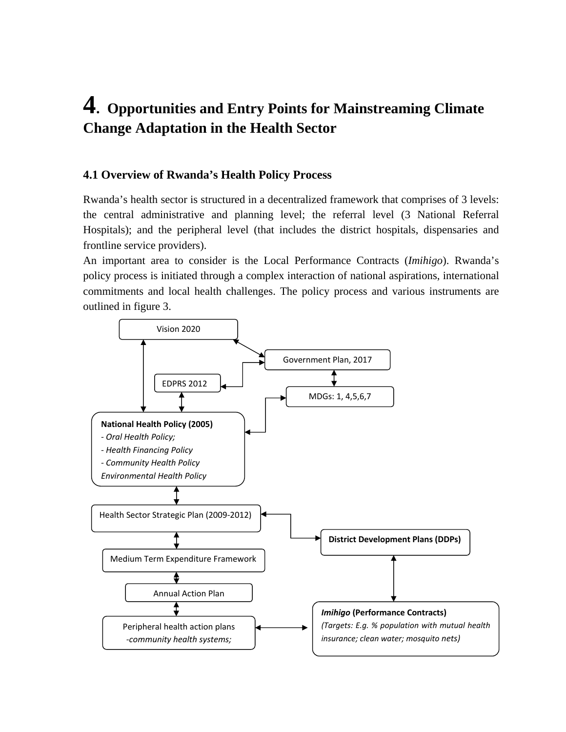# 4. Opportunities and Entry Points for Mainstreaming Climate Change Adaptation in the Health Sector

## 4.1 Overview of Rwanda's Health Policy Process

Rwanda's health sector is structured in a decentralized framework that comprises of 3 levels: the central administrative and planning level; the referral level (3 National Referral Hospitals); and the peripheral level (that includes the district hospitals, dispensaries and frontline service providers).

An important area to consider is the Local Performance Contracts (*Imihigo*). Rwanda's policy process is initiated through a complex interaction of national aspirations, international commitments and local health challenges. The policy process and various instruments are outlined in figure 3.

Vision 2020

Government Plan, 2017

EDPRS 2012

MDGs: 1, 4,5,6,7

**National Health Policy (2005)**
*- Oral Health Policy;*
*- Health Financing Policy*
*- Community Health Policy*
*Environmental Health Policy*

Health Sector Strategic Plan (2009-2012)

**District Development Plans (DDPs)**

Medium Term Expenditure Framework

Annual Action Plan

Peripheral health action plans
*-community health systems;*

***Imihigo* (Performance Contracts)**
*(Targets: E.g. % population with mutual health insurance; clean water; mosquito nets)*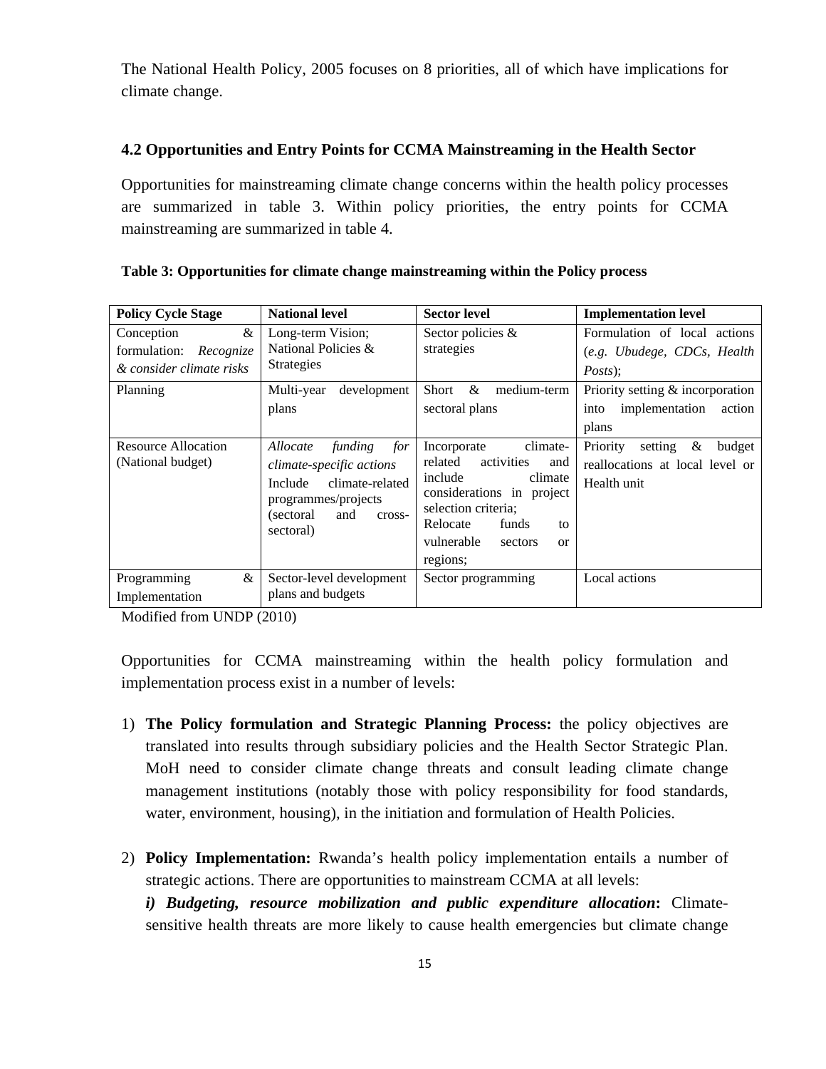The National Health Policy, 2005 focuses on 8 priorities, all of which have implications for climate change.

### 4.2 Opportunities and Entry Points for CCMA Mainstreaming in the Health Sector

Opportunities for mainstreaming climate change concerns within the health policy processes are summarized in table 3. Within policy priorities, the entry points for CCMA mainstreaming are summarized in table 4.

**Table 3: Opportunities for climate change mainstreaming within the Policy process**

| Policy Cycle Stage | National level | Sector level | Implementation level |
|---|---|---|---|
| Conception & formulation: *Recognize & consider climate risks* | Long-term Vision; National Policies & Strategies | Sector policies & strategies | Formulation of local actions (*e.g. Ubudege, CDCs, Health Posts*); |
| Planning | Multi-year development plans | Short & medium-term sectoral plans | Priority setting & incorporation into implementation action plans |
| Resource Allocation (National budget) | *Allocate funding for climate-specific actions* Include climate-related programmes/projects (sectoral and cross-sectoral) | Incorporate climate-related activities and include climate considerations in project selection criteria; Relocate funds to vulnerable sectors or regions; | Priority setting & budget reallocations at local level or Health unit |
| Programming & Implementation | Sector-level development plans and budgets | Sector programming | Local actions |

Modified from UNDP (2010)

Opportunities for CCMA mainstreaming within the health policy formulation and implementation process exist in a number of levels:

1) **The Policy formulation and Strategic Planning Process:** the policy objectives are translated into results through subsidiary policies and the Health Sector Strategic Plan. MoH need to consider climate change threats and consult leading climate change management institutions (notably those with policy responsibility for food standards, water, environment, housing), in the initiation and formulation of Health Policies.

2) **Policy Implementation:** Rwanda's health policy implementation entails a number of strategic actions. There are opportunities to mainstream CCMA at all levels:
   ***i) Budgeting, resource mobilization and public expenditure allocation*:** Climate-sensitive health threats are more likely to cause health emergencies but climate change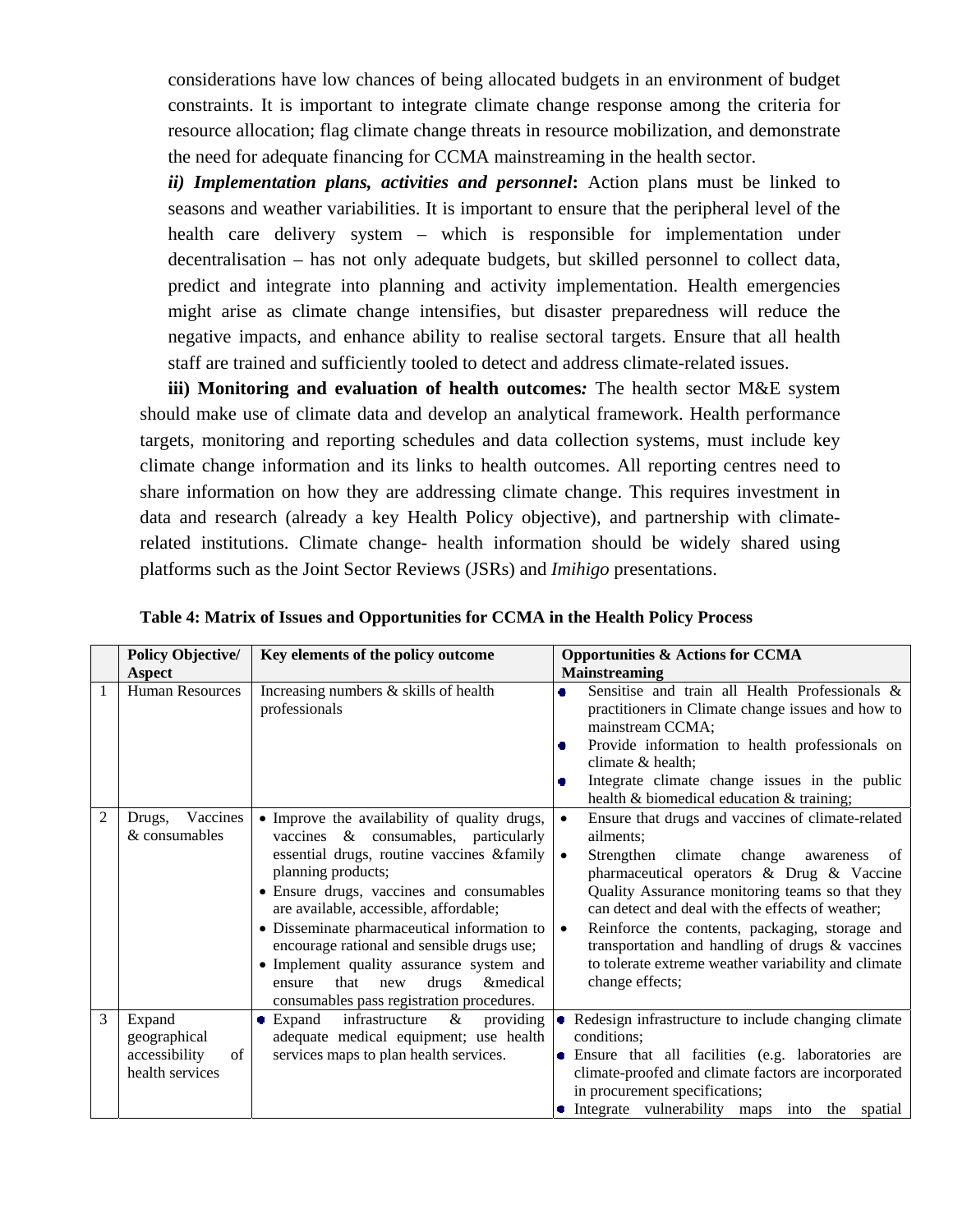considerations have low chances of being allocated budgets in an environment of budget constraints. It is important to integrate climate change response among the criteria for resource allocation; flag climate change threats in resource mobilization, and demonstrate the need for adequate financing for CCMA mainstreaming in the health sector.

***ii) Implementation plans, activities and personnel*:** Action plans must be linked to seasons and weather variabilities. It is important to ensure that the peripheral level of the health care delivery system – which is responsible for implementation under decentralisation – has not only adequate budgets, but skilled personnel to collect data, predict and integrate into planning and activity implementation. Health emergencies might arise as climate change intensifies, but disaster preparedness will reduce the negative impacts, and enhance ability to realise sectoral targets. Ensure that all health staff are trained and sufficiently tooled to detect and address climate-related issues.

**iii) Monitoring and evaluation of health outcomes*:*** The health sector M&E system should make use of climate data and develop an analytical framework. Health performance targets, monitoring and reporting schedules and data collection systems, must include key climate change information and its links to health outcomes. All reporting centres need to share information on how they are addressing climate change. This requires investment in data and research (already a key Health Policy objective), and partnership with climate-related institutions. Climate change- health information should be widely shared using platforms such as the Joint Sector Reviews (JSRs) and *Imihigo* presentations.

**Table 4: Matrix of Issues and Opportunities for CCMA in the Health Policy Process**

| | Policy Objective/ Aspect | Key elements of the policy outcome | Opportunities & Actions for CCMA Mainstreaming |
|---|---|---|---|
| 1 | Human Resources | Increasing numbers & skills of health professionals | • Sensitise and train all Health Professionals & practitioners in Climate change issues and how to mainstream CCMA;<br>• Provide information to health professionals on climate & health;<br>• Integrate climate change issues in the public health & biomedical education & training; |
| 2 | Drugs, Vaccines & consumables | • Improve the availability of quality drugs, vaccines & consumables, particularly essential drugs, routine vaccines &family planning products;<br>• Ensure drugs, vaccines and consumables are available, accessible, affordable;<br>• Disseminate pharmaceutical information to encourage rational and sensible drugs use;<br>• Implement quality assurance system and ensure that new drugs &medical consumables pass registration procedures. | • Ensure that drugs and vaccines of climate-related ailments;<br>• Strengthen climate change awareness of pharmaceutical operators & Drug & Vaccine Quality Assurance monitoring teams so that they can detect and deal with the effects of weather;<br>• Reinforce the contents, packaging, storage and transportation and handling of drugs & vaccines to tolerate extreme weather variability and climate change effects; |
| 3 | Expand geographical accessibility of health services | • Expand infrastructure & providing adequate medical equipment; use health services maps to plan health services. | • Redesign infrastructure to include changing climate conditions;<br>• Ensure that all facilities (e.g. laboratories are climate-proofed and climate factors are incorporated in procurement specifications;<br>• Integrate vulnerability maps into the spatial |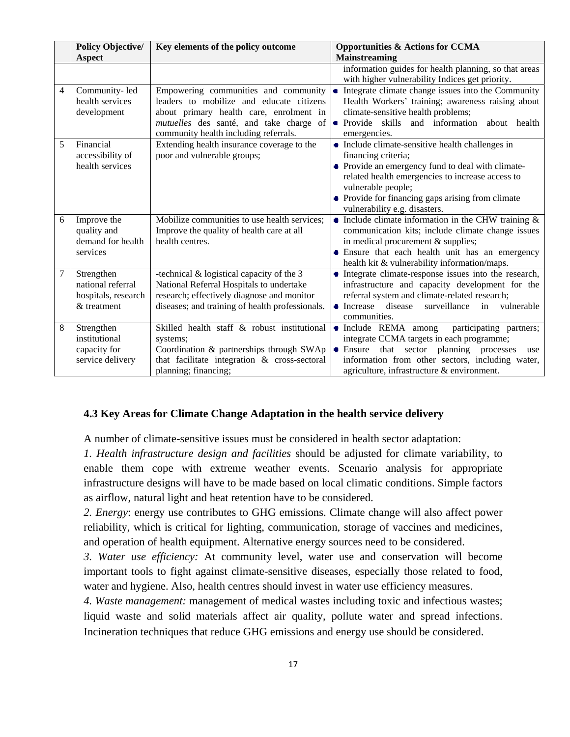| | Policy Objective/ Aspect | Key elements of the policy outcome | Opportunities & Actions for CCMA Mainstreaming |
|---|---|---|---|
| | | | information guides for health planning, so that areas with higher vulnerability Indices get priority. |
| 4 | Community- led health services development | Empowering communities and community leaders to mobilize and educate citizens about primary health care, enrolment in *mutuelles* des santé, and take charge of community health including referrals. | • Integrate climate change issues into the Community Health Workers' training; awareness raising about climate-sensitive health problems;<br>• Provide skills and information about health emergencies. |
| 5 | Financial accessibility of health services | Extending health insurance coverage to the poor and vulnerable groups; | • Include climate-sensitive health challenges in financing criteria;<br>• Provide an emergency fund to deal with climate-related health emergencies to increase access to vulnerable people;<br>• Provide for financing gaps arising from climate vulnerability e.g. disasters. |
| 6 | Improve the quality and demand for health services | Mobilize communities to use health services; Improve the quality of health care at all health centres. | • Include climate information in the CHW training & communication kits; include climate change issues in medical procurement & supplies;<br>• Ensure that each health unit has an emergency health kit & vulnerability information/maps. |
| 7 | Strengthen national referral hospitals, research & treatment | -technical & logistical capacity of the 3 National Referral Hospitals to undertake research; effectively diagnose and monitor diseases; and training of health professionals. | • Integrate climate-response issues into the research, infrastructure and capacity development for the referral system and climate-related research;<br>• Increase disease surveillance in vulnerable communities. |
| 8 | Strengthen institutional capacity for service delivery | Skilled health staff & robust institutional systems;<br>Coordination & partnerships through SWAp that facilitate integration & cross-sectoral planning; financing; | • Include REMA among participating partners; integrate CCMA targets in each programme;<br>• Ensure that sector planning processes use information from other sectors, including water, agriculture, infrastructure & environment. |

### 4.3 Key Areas for Climate Change Adaptation in the health service delivery

A number of climate-sensitive issues must be considered in health sector adaptation:

*1. Health infrastructure design and facilities* should be adjusted for climate variability, to enable them cope with extreme weather events. Scenario analysis for appropriate infrastructure designs will have to be made based on local climatic conditions. Simple factors as airflow, natural light and heat retention have to be considered.

*2. Energy*: energy use contributes to GHG emissions. Climate change will also affect power reliability, which is critical for lighting, communication, storage of vaccines and medicines, and operation of health equipment. Alternative energy sources need to be considered.

*3. Water use efficiency:* At community level, water use and conservation will become important tools to fight against climate-sensitive diseases, especially those related to food, water and hygiene. Also, health centres should invest in water use efficiency measures.

*4. Waste management:* management of medical wastes including toxic and infectious wastes; liquid waste and solid materials affect air quality, pollute water and spread infections. Incineration techniques that reduce GHG emissions and energy use should be considered.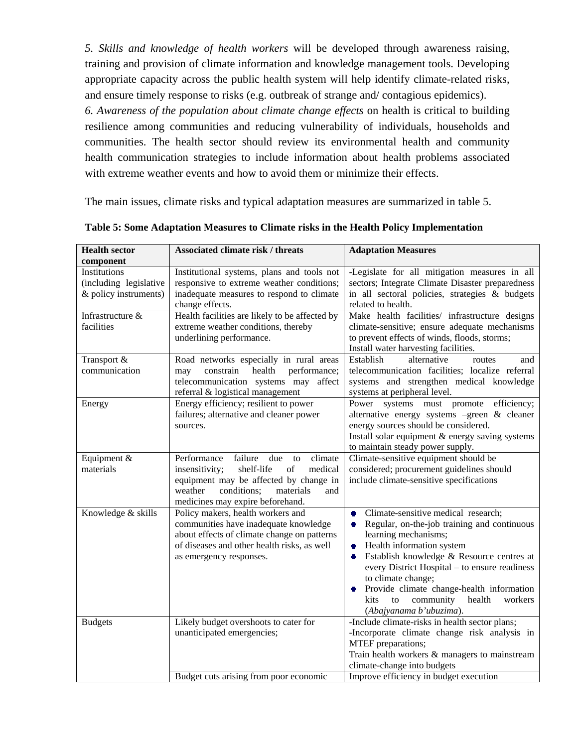*5. Skills and knowledge of health workers* will be developed through awareness raising, training and provision of climate information and knowledge management tools. Developing appropriate capacity across the public health system will help identify climate-related risks, and ensure timely response to risks (e.g. outbreak of strange and/ contagious epidemics).

*6. Awareness of the population about climate change effects* on health is critical to building resilience among communities and reducing vulnerability of individuals, households and communities. The health sector should review its environmental health and community health communication strategies to include information about health problems associated with extreme weather events and how to avoid them or minimize their effects.

The main issues, climate risks and typical adaptation measures are summarized in table 5.

**Table 5: Some Adaptation Measures to Climate risks in the Health Policy Implementation**

| Health sector component | Associated climate risk / threats | Adaptation Measures |
|---|---|---|
| Institutions (including legislative & policy instruments) | Institutional systems, plans and tools not responsive to extreme weather conditions; inadequate measures to respond to climate change effects. | -Legislate for all mitigation measures in all sectors; Integrate Climate Disaster preparedness in all sectoral policies, strategies & budgets related to health. |
| Infrastructure & facilities | Health facilities are likely to be affected by extreme weather conditions, thereby underlining performance. | Make health facilities/ infrastructure designs climate-sensitive; ensure adequate mechanisms to prevent effects of winds, floods, storms; Install water harvesting facilities. |
| Transport & communication | Road networks especially in rural areas may constrain health performance; telecommunication systems may affect referral & logistical management | Establish alternative routes and telecommunication facilities; localize referral systems and strengthen medical knowledge systems at peripheral level. |
| Energy | Energy efficiency; resilient to power failures; alternative and cleaner power sources. | Power systems must promote efficiency; alternative energy systems –green & cleaner energy sources should be considered. Install solar equipment & energy saving systems to maintain steady power supply. |
| Equipment & materials | Performance failure due to climate insensitivity; shelf-life of medical equipment may be affected by change in weather conditions; materials and medicines may expire beforehand. | Climate-sensitive equipment should be considered; procurement guidelines should include climate-sensitive specifications |
| Knowledge & skills | Policy makers, health workers and communities have inadequate knowledge about effects of climate change on patterns of diseases and other health risks, as well as emergency responses. | • Climate-sensitive medical research; • Regular, on-the-job training and continuous learning mechanisms; • Health information system • Establish knowledge & Resource centres at every District Hospital – to ensure readiness to climate change; • Provide climate change-health information kits to community health workers (*Abajyanama b'ubuzima*). |
| Budgets | Likely budget overshoots to cater for unanticipated emergencies; | -Include climate-risks in health sector plans; -Incorporate climate change risk analysis in MTEF preparations; Train health workers & managers to mainstream climate-change into budgets |
| | Budget cuts arising from poor economic | Improve efficiency in budget execution |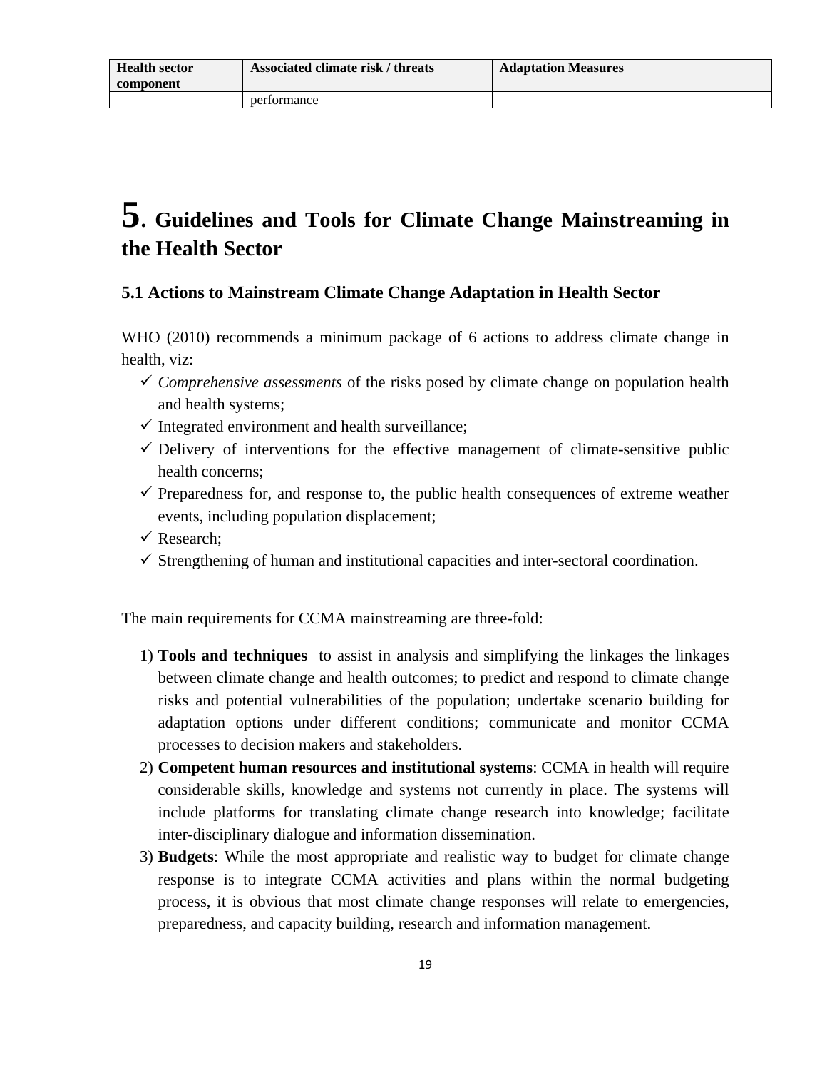| Health sector component | Associated climate risk / threats | Adaptation Measures |
| --- | --- | --- |
| | performance | |

# 5. Guidelines and Tools for Climate Change Mainstreaming in the Health Sector

## 5.1 Actions to Mainstream Climate Change Adaptation in Health Sector

WHO (2010) recommends a minimum package of 6 actions to address climate change in health, viz:

- ✓ *Comprehensive assessments* of the risks posed by climate change on population health and health systems;
- ✓ Integrated environment and health surveillance;
- ✓ Delivery of interventions for the effective management of climate-sensitive public health concerns;
- ✓ Preparedness for, and response to, the public health consequences of extreme weather events, including population displacement;
- ✓ Research;
- ✓ Strengthening of human and institutional capacities and inter-sectoral coordination.

The main requirements for CCMA mainstreaming are three-fold:

1) **Tools and techniques** to assist in analysis and simplifying the linkages the linkages between climate change and health outcomes; to predict and respond to climate change risks and potential vulnerabilities of the population; undertake scenario building for adaptation options under different conditions; communicate and monitor CCMA processes to decision makers and stakeholders.
2) **Competent human resources and institutional systems**: CCMA in health will require considerable skills, knowledge and systems not currently in place. The systems will include platforms for translating climate change research into knowledge; facilitate inter-disciplinary dialogue and information dissemination.
3) **Budgets**: While the most appropriate and realistic way to budget for climate change response is to integrate CCMA activities and plans within the normal budgeting process, it is obvious that most climate change responses will relate to emergencies, preparedness, and capacity building, research and information management.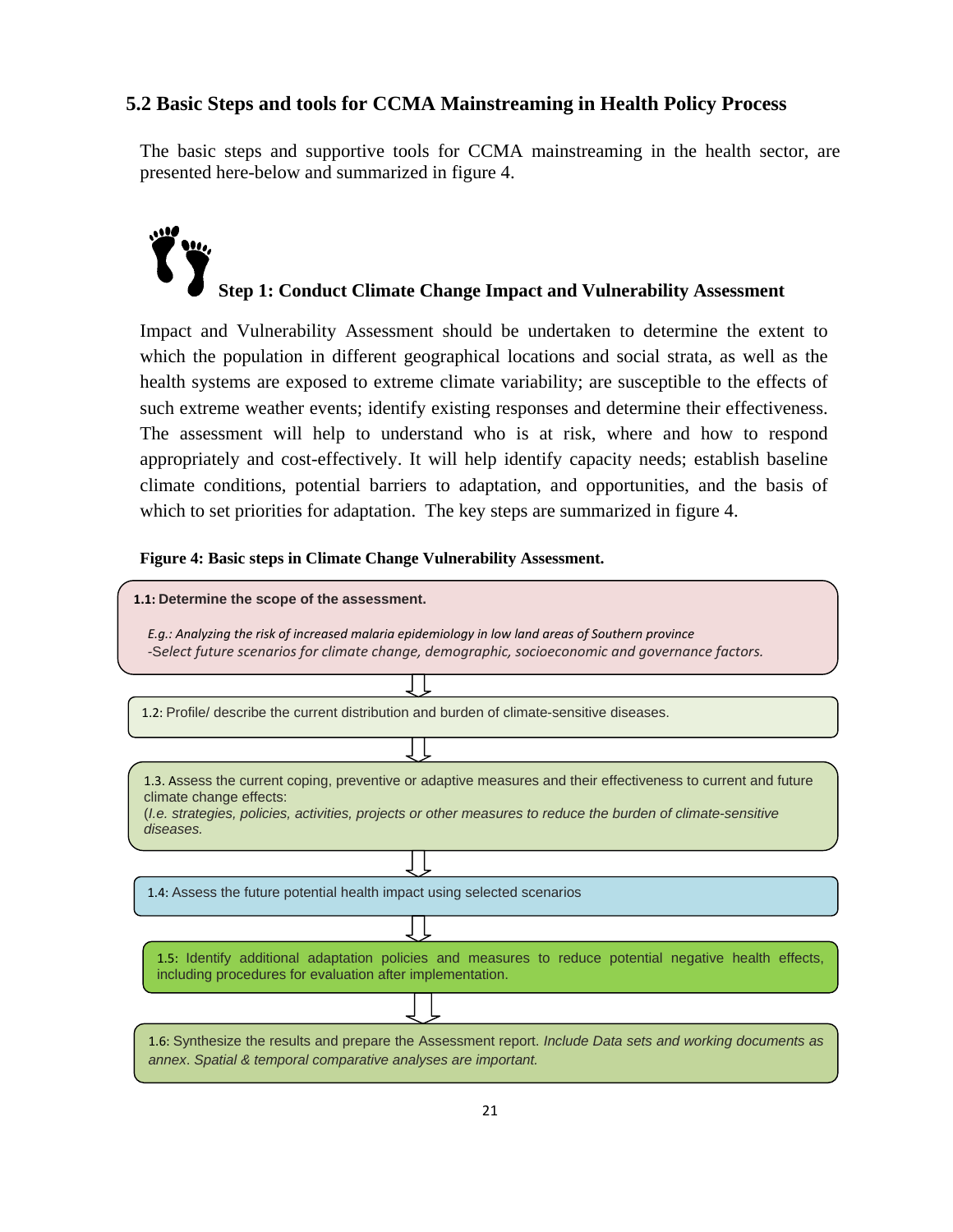## 5.2 Basic Steps and tools for CCMA Mainstreaming in Health Policy Process

The basic steps and supportive tools for CCMA mainstreaming in the health sector, are presented here-below and summarized in figure 4.

### Step 1: Conduct Climate Change Impact and Vulnerability Assessment

Impact and Vulnerability Assessment should be undertaken to determine the extent to which the population in different geographical locations and social strata, as well as the health systems are exposed to extreme climate variability; are susceptible to the effects of such extreme weather events; identify existing responses and determine their effectiveness. The assessment will help to understand who is at risk, where and how to respond appropriately and cost-effectively. It will help identify capacity needs; establish baseline climate conditions, potential barriers to adaptation, and opportunities, and the basis of which to set priorities for adaptation. The key steps are summarized in figure 4.

**Figure 4: Basic steps in Climate Change Vulnerability Assessment.**

**1.1: Determine the scope of the assessment.**

*E.g.: Analyzing the risk of increased malaria epidemiology in low land areas of Southern province*
*-Select future scenarios for climate change, demographic, socioeconomic and governance factors.*

⇩

1.2: Profile/ describe the current distribution and burden of climate-sensitive diseases.

⇩

1.3. Assess the current coping, preventive or adaptive measures and their effectiveness to current and future climate change effects:
(*I.e. strategies, policies, activities, projects or other measures to reduce the burden of climate-sensitive diseases.*

⇩

1.4: Assess the future potential health impact using selected scenarios

⇩

1.5: Identify additional adaptation policies and measures to reduce potential negative health effects, including procedures for evaluation after implementation.

⇩

1.6: Synthesize the results and prepare the Assessment report. *Include Data sets and working documents as annex*. *Spatial & temporal comparative analyses are important.*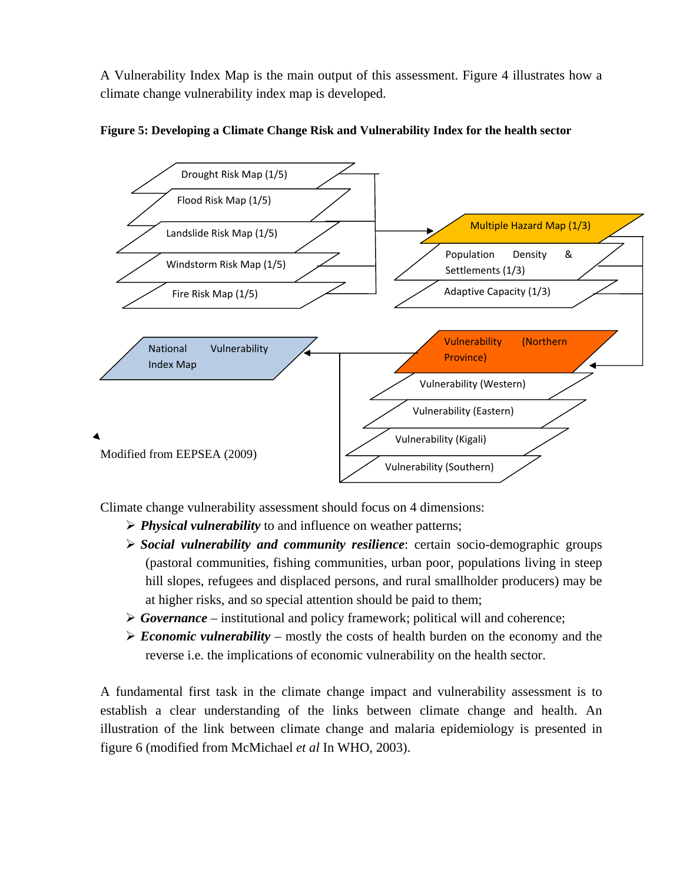A Vulnerability Index Map is the main output of this assessment. Figure 4 illustrates how a climate change vulnerability index map is developed.

**Figure 5: Developing a Climate Change Risk and Vulnerability Index for the health sector**

Drought Risk Map (1/5)
Flood Risk Map (1/5)
Landslide Risk Map (1/5)
Windstorm Risk Map (1/5)
Fire Risk Map (1/5)

Multiple Hazard Map (1/3)
Population Density & Settlements (1/3)
Adaptive Capacity (1/3)

Vulnerability (Northern Province)
Vulnerability (Western)
Vulnerability (Eastern)
Vulnerability (Kigali)
Vulnerability (Southern)

National Vulnerability Index Map

Modified from EEPSEA (2009)

Climate change vulnerability assessment should focus on 4 dimensions:

- ***Physical vulnerability*** to and influence on weather patterns;
- ***Social vulnerability and community resilience***: certain socio-demographic groups (pastoral communities, fishing communities, urban poor, populations living in steep hill slopes, refugees and displaced persons, and rural smallholder producers) may be at higher risks, and so special attention should be paid to them;
- ***Governance*** – institutional and policy framework; political will and coherence;
- ***Economic vulnerability*** – mostly the costs of health burden on the economy and the reverse i.e. the implications of economic vulnerability on the health sector.

A fundamental first task in the climate change impact and vulnerability assessment is to establish a clear understanding of the links between climate change and health. An illustration of the link between climate change and malaria epidemiology is presented in figure 6 (modified from McMichael *et al* In WHO, 2003).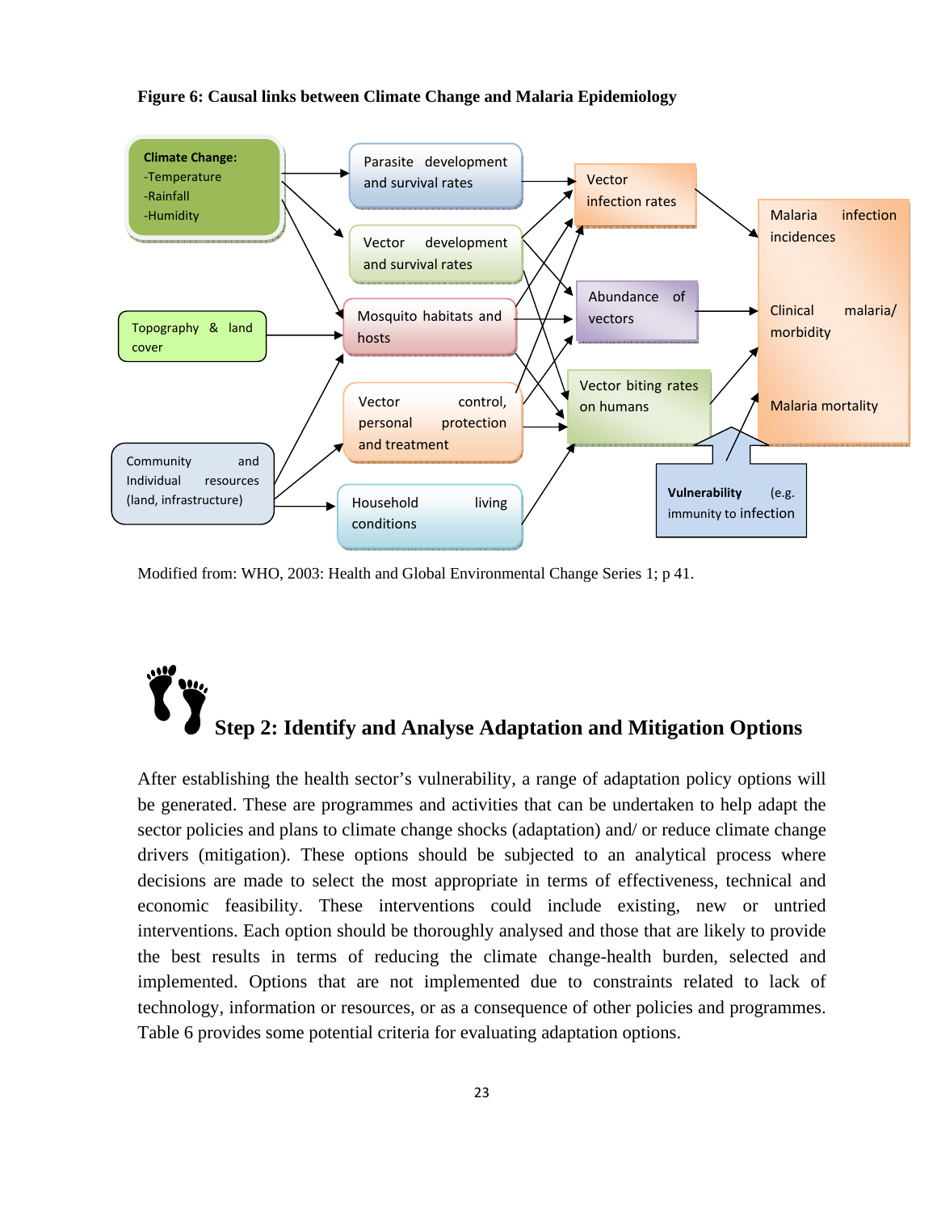**Figure 6: Causal links between Climate Change and Malaria Epidemiology**

Climate Change:
-Temperature
-Rainfall
-Humidity

Parasite development and survival rates

Vector development and survival rates

Mosquito habitats and hosts

Topography & land cover

Vector control, personal protection and treatment

Community and Individual resources (land, infrastructure)

Household living conditions

Vector infection rates

Abundance of vectors

Vector biting rates on humans

Malaria infection incidences

Clinical malaria/ morbidity

Malaria mortality

**Vulnerability** (e.g. immunity to infection

Modified from: WHO, 2003: Health and Global Environmental Change Series 1; p 41.

## Step 2: Identify and Analyse Adaptation and Mitigation Options

After establishing the health sector's vulnerability, a range of adaptation policy options will be generated. These are programmes and activities that can be undertaken to help adapt the sector policies and plans to climate change shocks (adaptation) and/ or reduce climate change drivers (mitigation). These options should be subjected to an analytical process where decisions are made to select the most appropriate in terms of effectiveness, technical and economic feasibility. These interventions could include existing, new or untried interventions. Each option should be thoroughly analysed and those that are likely to provide the best results in terms of reducing the climate change-health burden, selected and implemented. Options that are not implemented due to constraints related to lack of technology, information or resources, or as a consequence of other policies and programmes. Table 6 provides some potential criteria for evaluating adaptation options.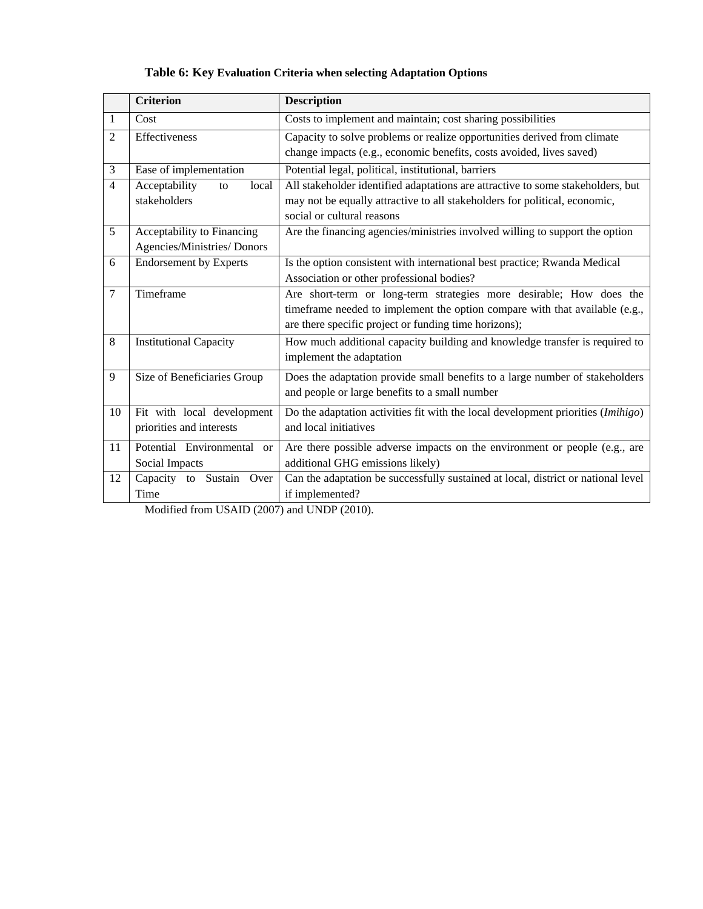**Table 6: Key Evaluation Criteria when selecting Adaptation Options**

| | Criterion | Description |
|---|---|---|
| 1 | Cost | Costs to implement and maintain; cost sharing possibilities |
| 2 | Effectiveness | Capacity to solve problems or realize opportunities derived from climate change impacts (e.g., economic benefits, costs avoided, lives saved) |
| 3 | Ease of implementation | Potential legal, political, institutional, barriers |
| 4 | Acceptability to local stakeholders | All stakeholder identified adaptations are attractive to some stakeholders, but may not be equally attractive to all stakeholders for political, economic, social or cultural reasons |
| 5 | Acceptability to Financing Agencies/Ministries/ Donors | Are the financing agencies/ministries involved willing to support the option |
| 6 | Endorsement by Experts | Is the option consistent with international best practice; Rwanda Medical Association or other professional bodies? |
| 7 | Timeframe | Are short-term or long-term strategies more desirable; How does the timeframe needed to implement the option compare with that available (e.g., are there specific project or funding time horizons); |
| 8 | Institutional Capacity | How much additional capacity building and knowledge transfer is required to implement the adaptation |
| 9 | Size of Beneficiaries Group | Does the adaptation provide small benefits to a large number of stakeholders and people or large benefits to a small number |
| 10 | Fit with local development priorities and interests | Do the adaptation activities fit with the local development priorities (*Imihigo*) and local initiatives |
| 11 | Potential Environmental or Social Impacts | Are there possible adverse impacts on the environment or people (e.g., are additional GHG emissions likely) |
| 12 | Capacity to Sustain Over Time | Can the adaptation be successfully sustained at local, district or national level if implemented? |

Modified from USAID (2007) and UNDP (2010).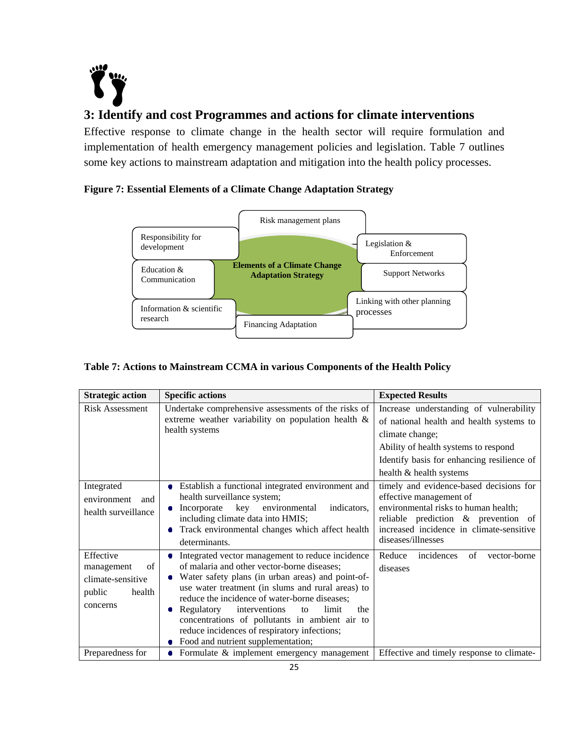## 3: Identify and cost Programmes and actions for climate interventions

Effective response to climate change in the health sector will require formulation and implementation of health emergency management policies and legislation. Table 7 outlines some key actions to mainstream adaptation and mitigation into the health policy processes.

**Figure 7: Essential Elements of a Climate Change Adaptation Strategy**

**Elements of a Climate Change Adaptation Strategy**

- Risk management plans
- Legislation & Enforcement
- Support Networks
- Linking with other planning processes
- Financing Adaptation
- Information & scientific research
- Education & Communication
- Responsibility for development

**Table 7: Actions to Mainstream CCMA in various Components of the Health Policy**

| Strategic action | Specific actions | Expected Results |
|---|---|---|
| Risk Assessment | Undertake comprehensive assessments of the risks of extreme weather variability on population health & health systems | Increase understanding of vulnerability of national health and health systems to climate change;<br>Ability of health systems to respond<br>Identify basis for enhancing resilience of health & health systems |
| Integrated environment and health surveillance | • Establish a functional integrated environment and health surveillance system;<br>• Incorporate key environmental indicators, including climate data into HMIS;<br>• Track environmental changes which affect health determinants. | timely and evidence-based decisions for effective management of environmental risks to human health;<br>reliable prediction & prevention of increased incidence in climate-sensitive diseases/illnesses |
| Effective management of climate-sensitive public health concerns | • Integrated vector management to reduce incidence of malaria and other vector-borne diseases;<br>• Water safety plans (in urban areas) and point-of-use water treatment (in slums and rural areas) to reduce the incidence of water-borne diseases;<br>• Regulatory interventions to limit the concentrations of pollutants in ambient air to reduce incidences of respiratory infections;<br>• Food and nutrient supplementation; | Reduce incidences of vector-borne diseases |
| Preparedness for | • Formulate & implement emergency management | Effective and timely response to climate- |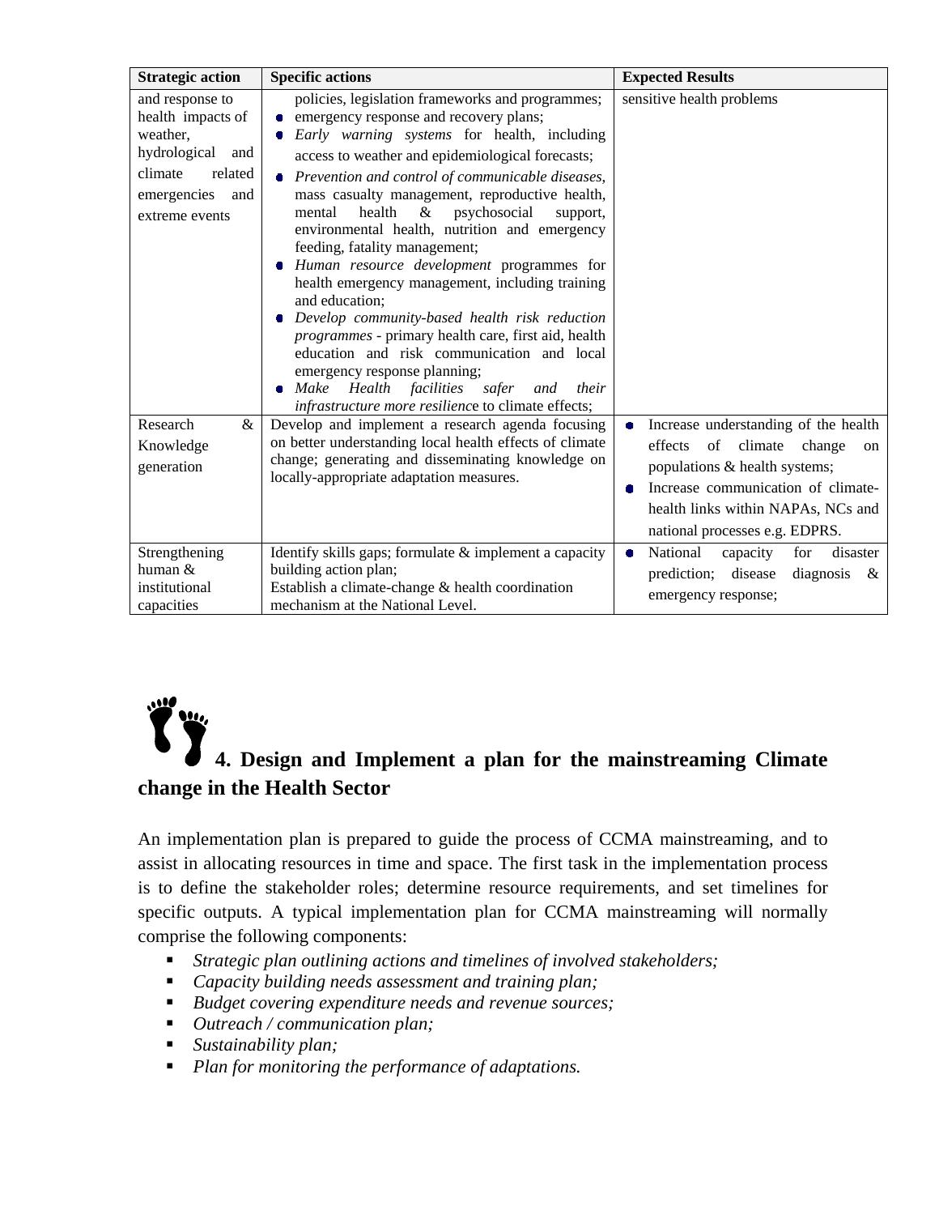| Strategic action | Specific actions | Expected Results |
|---|---|---|
| and response to health impacts of weather, hydrological and climate related emergencies and extreme events | policies, legislation frameworks and programmes;<br>• emergency response and recovery plans;<br>• *Early warning systems* for health, including access to weather and epidemiological forecasts;<br>• *Prevention and control of communicable diseases*, mass casualty management, reproductive health, mental health & psychosocial support, environmental health, nutrition and emergency feeding, fatality management;<br>• *Human resource development* programmes for health emergency management, including training and education;<br>• *Develop community-based health risk reduction programmes* - primary health care, first aid, health education and risk communication and local emergency response planning;<br>• *Make Health facilities safer and their infrastructure more resilienc*e to climate effects; | sensitive health problems |
| Research & Knowledge generation | Develop and implement a research agenda focusing on better understanding local health effects of climate change; generating and disseminating knowledge on locally-appropriate adaptation measures. | • Increase understanding of the health effects of climate change on populations & health systems;<br>• Increase communication of climate-health links within NAPAs, NCs and national processes e.g. EDPRS. |
| Strengthening human & institutional capacities | Identify skills gaps; formulate & implement a capacity building action plan;<br>Establish a climate-change & health coordination mechanism at the National Level. | • National capacity for disaster prediction; disease diagnosis & emergency response; |

## 4. Design and Implement a plan for the mainstreaming Climate change in the Health Sector

An implementation plan is prepared to guide the process of CCMA mainstreaming, and to assist in allocating resources in time and space. The first task in the implementation process is to define the stakeholder roles; determine resource requirements, and set timelines for specific outputs. A typical implementation plan for CCMA mainstreaming will normally comprise the following components:

- *Strategic plan outlining actions and timelines of involved stakeholders;*
- *Capacity building needs assessment and training plan;*
- *Budget covering expenditure needs and revenue sources;*
- *Outreach / communication plan;*
- *Sustainability plan;*
- *Plan for monitoring the performance of adaptations.*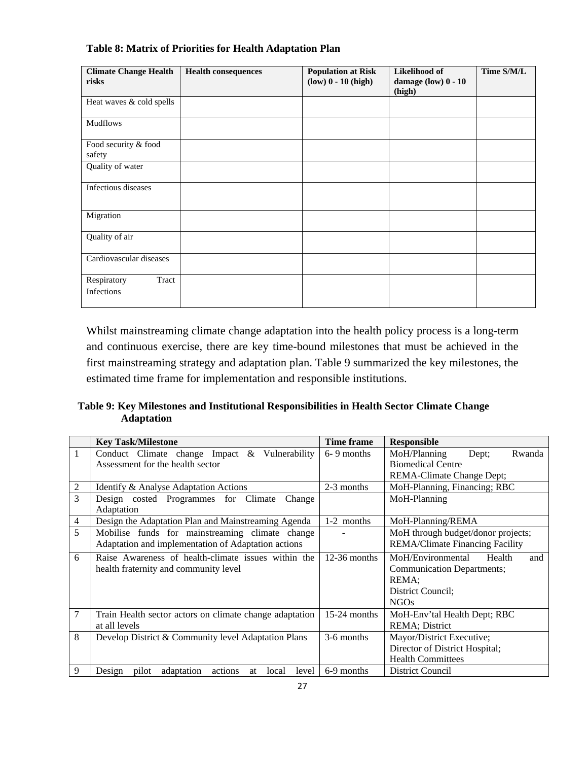**Table 8: Matrix of Priorities for Health Adaptation Plan**

| Climate Change Health risks | Health consequences | Population at Risk (low) 0 - 10 (high) | Likelihood of damage (low) 0 - 10 (high) | Time S/M/L |
|---|---|---|---|---|
| Heat waves & cold spells | | | | |
| Mudflows | | | | |
| Food security & food safety | | | | |
| Quality of water | | | | |
| Infectious diseases | | | | |
| Migration | | | | |
| Quality of air | | | | |
| Cardiovascular diseases | | | | |
| Respiratory Tract Infections | | | | |

Whilst mainstreaming climate change adaptation into the health policy process is a long-term and continuous exercise, there are key time-bound milestones that must be achieved in the first mainstreaming strategy and adaptation plan. Table 9 summarized the key milestones, the estimated time frame for implementation and responsible institutions.

**Table 9: Key Milestones and Institutional Responsibilities in Health Sector Climate Change Adaptation**

| | Key Task/Milestone | Time frame | Responsible |
|---|---|---|---|
| 1 | Conduct Climate change Impact & Vulnerability Assessment for the health sector | 6- 9 months | MoH/Planning Dept; Rwanda Biomedical Centre<br>REMA-Climate Change Dept; |
| 2 | Identify & Analyse Adaptation Actions | 2-3 months | MoH-Planning, Financing; RBC |
| 3 | Design costed Programmes for Climate Change Adaptation | | MoH-Planning |
| 4 | Design the Adaptation Plan and Mainstreaming Agenda | 1-2 months | MoH-Planning/REMA |
| 5 | Mobilise funds for mainstreaming climate change Adaptation and implementation of Adaptation actions | - | MoH through budget/donor projects;<br>REMA/Climate Financing Facility |
| 6 | Raise Awareness of health-climate issues within the health fraternity and community level | 12-36 months | MoH/Environmental Health and Communication Departments;<br>REMA;<br>District Council;<br>NGOs |
| 7 | Train Health sector actors on climate change adaptation at all levels | 15-24 months | MoH-Env'tal Health Dept; RBC<br>REMA; District |
| 8 | Develop District & Community level Adaptation Plans | 3-6 months | Mayor/District Executive;<br>Director of District Hospital;<br>Health Committees |
| 9 | Design pilot adaptation actions at local level | 6-9 months | District Council |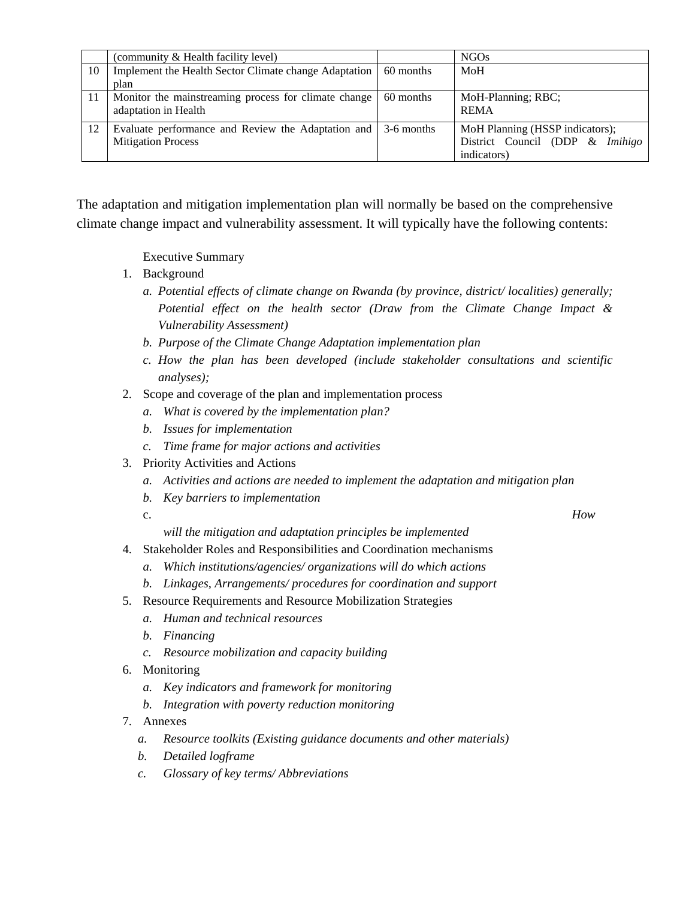| | | | |
|---|---|---|---|
| | (community & Health facility level) | | NGOs |
| 10 | Implement the Health Sector Climate change Adaptation plan | 60 months | MoH |
| 11 | Monitor the mainstreaming process for climate change adaptation in Health | 60 months | MoH-Planning; RBC; REMA |
| 12 | Evaluate performance and Review the Adaptation and Mitigation Process | 3-6 months | MoH Planning (HSSP indicators); District Council (DDP & *Imihigo* indicators) |

The adaptation and mitigation implementation plan will normally be based on the comprehensive climate change impact and vulnerability assessment. It will typically have the following contents:

Executive Summary

1. Background
   a. *Potential effects of climate change on Rwanda (by province, district/ localities) generally; Potential effect on the health sector (Draw from the Climate Change Impact & Vulnerability Assessment)*
   b. *Purpose of the Climate Change Adaptation implementation plan*
   c. *How the plan has been developed (include stakeholder consultations and scientific analyses);*
2. Scope and coverage of the plan and implementation process
   a. *What is covered by the implementation plan?*
   b. *Issues for implementation*
   c. *Time frame for major actions and activities*
3. Priority Activities and Actions
   a. *Activities and actions are needed to implement the adaptation and mitigation plan*
   b. *Key barriers to implementation*
   c. *How will the mitigation and adaptation principles be implemented*
4. Stakeholder Roles and Responsibilities and Coordination mechanisms
   a. *Which institutions/agencies/ organizations will do which actions*
   b. *Linkages, Arrangements/ procedures for coordination and support*
5. Resource Requirements and Resource Mobilization Strategies
   a. *Human and technical resources*
   b. *Financing*
   c. *Resource mobilization and capacity building*
6. Monitoring
   a. *Key indicators and framework for monitoring*
   b. *Integration with poverty reduction monitoring*
7. Annexes
   a. *Resource toolkits (Existing guidance documents and other materials)*
   b. *Detailed logframe*
   c. *Glossary of key terms/ Abbreviations*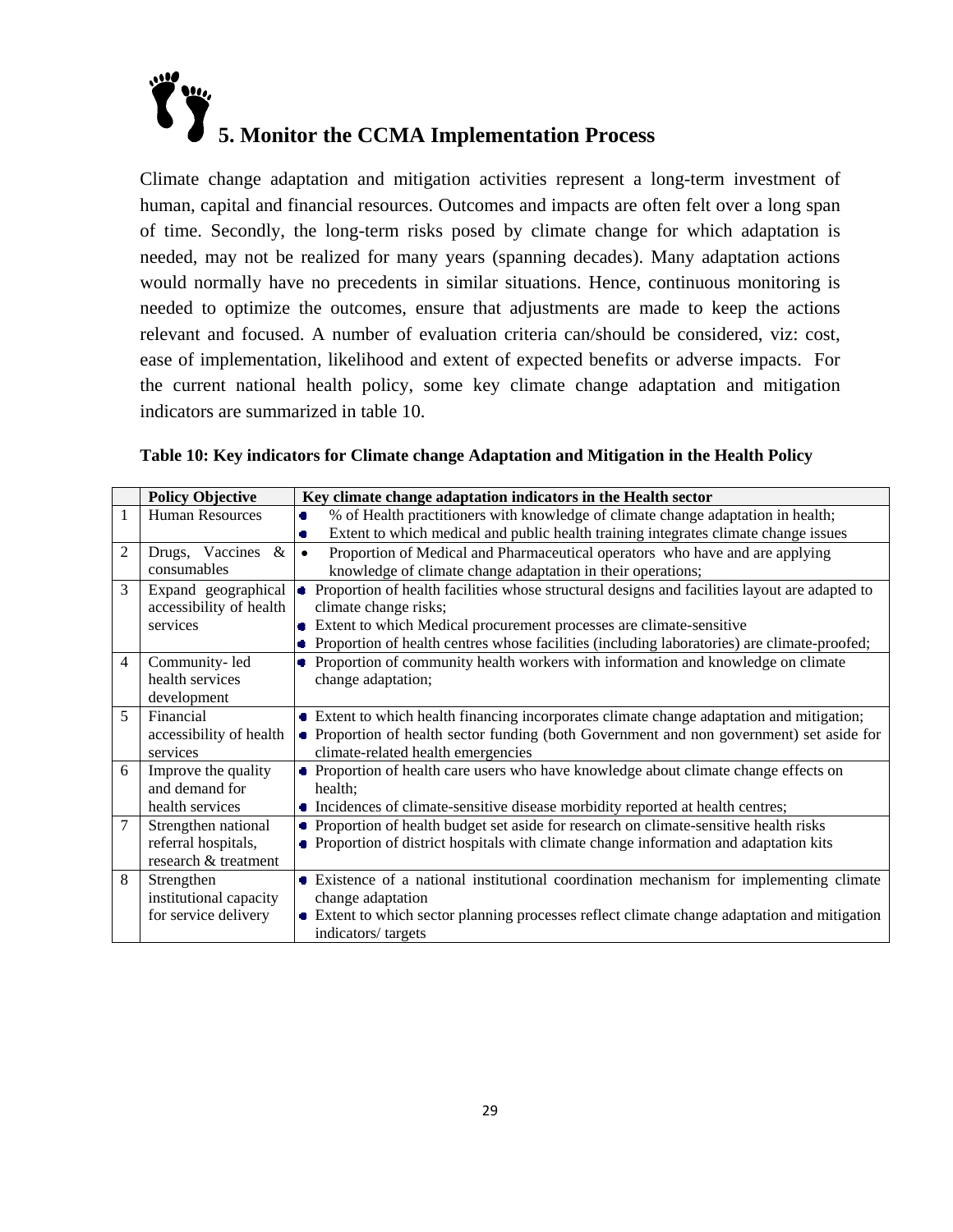# 5. Monitor the CCMA Implementation Process

Climate change adaptation and mitigation activities represent a long-term investment of human, capital and financial resources. Outcomes and impacts are often felt over a long span of time. Secondly, the long-term risks posed by climate change for which adaptation is needed, may not be realized for many years (spanning decades). Many adaptation actions would normally have no precedents in similar situations. Hence, continuous monitoring is needed to optimize the outcomes, ensure that adjustments are made to keep the actions relevant and focused. A number of evaluation criteria can/should be considered, viz: cost, ease of implementation, likelihood and extent of expected benefits or adverse impacts. For the current national health policy, some key climate change adaptation and mitigation indicators are summarized in table 10.

**Table 10: Key indicators for Climate change Adaptation and Mitigation in the Health Policy**

| | Policy Objective | Key climate change adaptation indicators in the Health sector |
|---|---|---|
| 1 | Human Resources | • % of Health practitioners with knowledge of climate change adaptation in health;<br>• Extent to which medical and public health training integrates climate change issues |
| 2 | Drugs, Vaccines & consumables | • Proportion of Medical and Pharmaceutical operators who have and are applying knowledge of climate change adaptation in their operations; |
| 3 | Expand geographical accessibility of health services | • Proportion of health facilities whose structural designs and facilities layout are adapted to climate change risks;<br>• Extent to which Medical procurement processes are climate-sensitive<br>• Proportion of health centres whose facilities (including laboratories) are climate-proofed; |
| 4 | Community- led health services development | • Proportion of community health workers with information and knowledge on climate change adaptation; |
| 5 | Financial accessibility of health services | • Extent to which health financing incorporates climate change adaptation and mitigation;<br>• Proportion of health sector funding (both Government and non government) set aside for climate-related health emergencies |
| 6 | Improve the quality and demand for health services | • Proportion of health care users who have knowledge about climate change effects on health;<br>• Incidences of climate-sensitive disease morbidity reported at health centres; |
| 7 | Strengthen national referral hospitals, research & treatment | • Proportion of health budget set aside for research on climate-sensitive health risks<br>• Proportion of district hospitals with climate change information and adaptation kits |
| 8 | Strengthen institutional capacity for service delivery | • Existence of a national institutional coordination mechanism for implementing climate change adaptation<br>• Extent to which sector planning processes reflect climate change adaptation and mitigation indicators/ targets |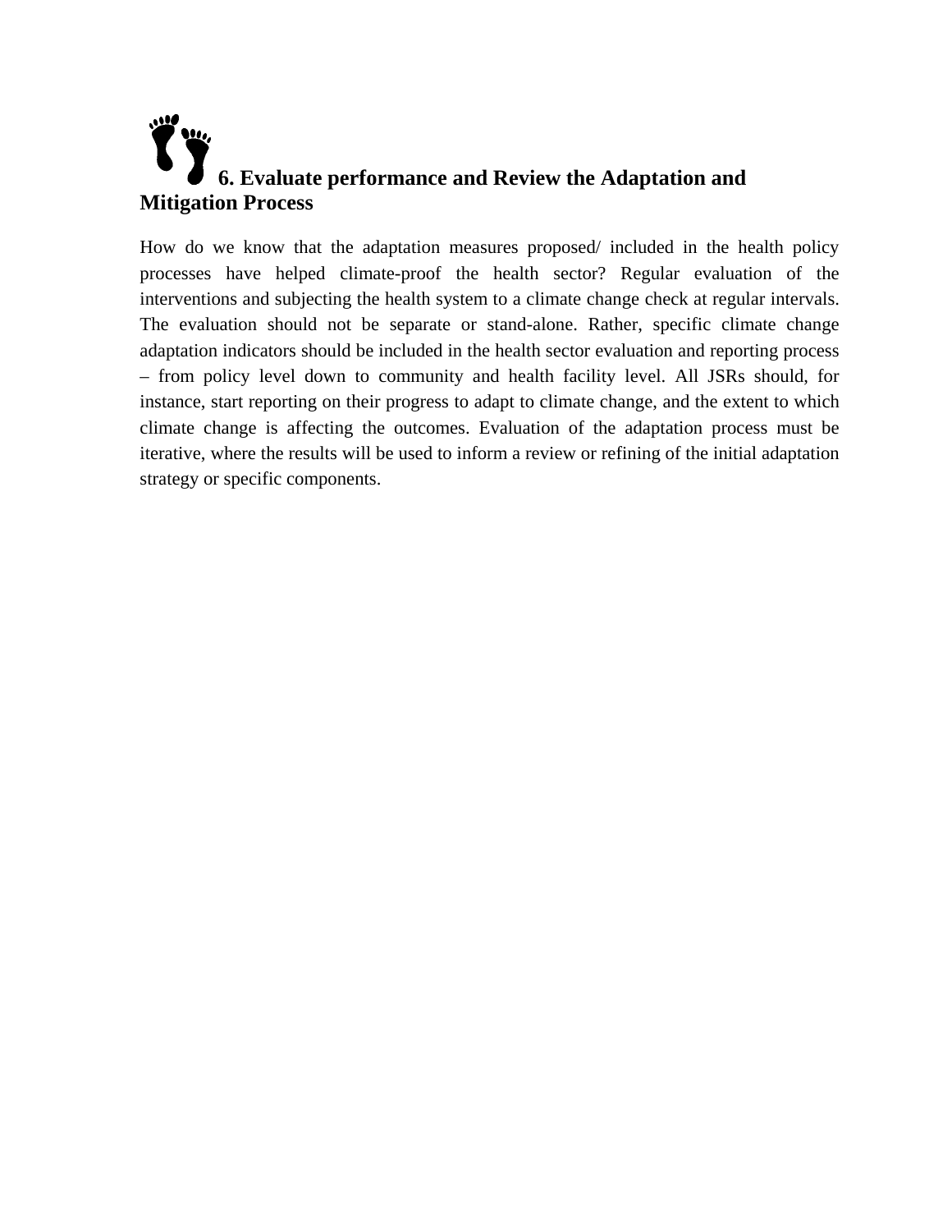## 6. Evaluate performance and Review the Adaptation and Mitigation Process

How do we know that the adaptation measures proposed/ included in the health policy processes have helped climate-proof the health sector? Regular evaluation of the interventions and subjecting the health system to a climate change check at regular intervals. The evaluation should not be separate or stand-alone. Rather, specific climate change adaptation indicators should be included in the health sector evaluation and reporting process – from policy level down to community and health facility level. All JSRs should, for instance, start reporting on their progress to adapt to climate change, and the extent to which climate change is affecting the outcomes. Evaluation of the adaptation process must be iterative, where the results will be used to inform a review or refining of the initial adaptation strategy or specific components.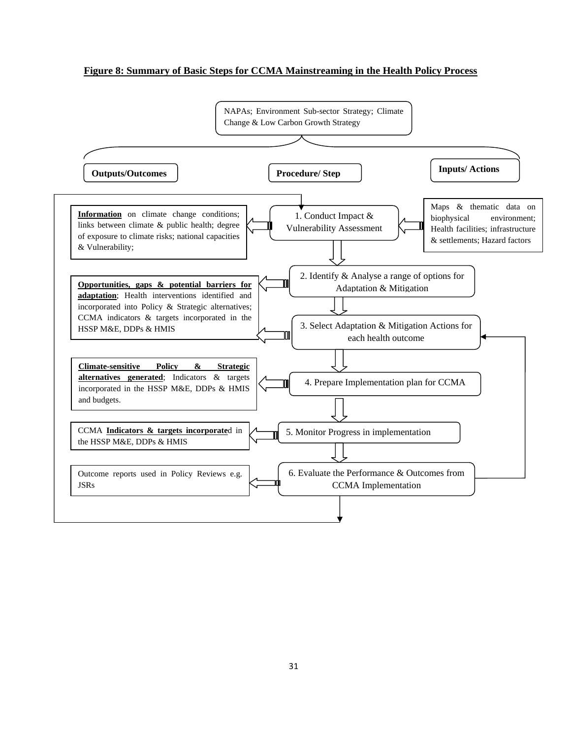**Figure 8: Summary of Basic Steps for CCMA Mainstreaming in the Health Policy Process**

NAPAs; Environment Sub-sector Strategy; Climate Change & Low Carbon Growth Strategy

| Outputs/Outcomes | Procedure/ Step | Inputs/ Actions |
| --- | --- | --- |
| **Information** on climate change conditions; links between climate & public health; degree of exposure to climate risks; national capacities & Vulnerability; | 1. Conduct Impact & Vulnerability Assessment | Maps & thematic data on biophysical environment; Health facilities; infrastructure & settlements; Hazard factors |
| **Opportunities, gaps & potential barriers for adaptation**; Health interventions identified and incorporated into Policy & Strategic alternatives; CCMA indicators & targets incorporated in the HSSP M&E, DDPs & HMIS | 2. Identify & Analyse a range of options for Adaptation & Mitigation | |
| | 3. Select Adaptation & Mitigation Actions for each health outcome | |
| **Climate-sensitive Policy & Strategic alternatives generated**; Indicators & targets incorporated in the HSSP M&E, DDPs & HMIS and budgets. | 4. Prepare Implementation plan for CCMA | |
| CCMA **Indicators & targets incorporate**d in the HSSP M&E, DDPs & HMIS | 5. Monitor Progress in implementation | |
| Outcome reports used in Policy Reviews e.g. JSRs | 6. Evaluate the Performance & Outcomes from CCMA Implementation | |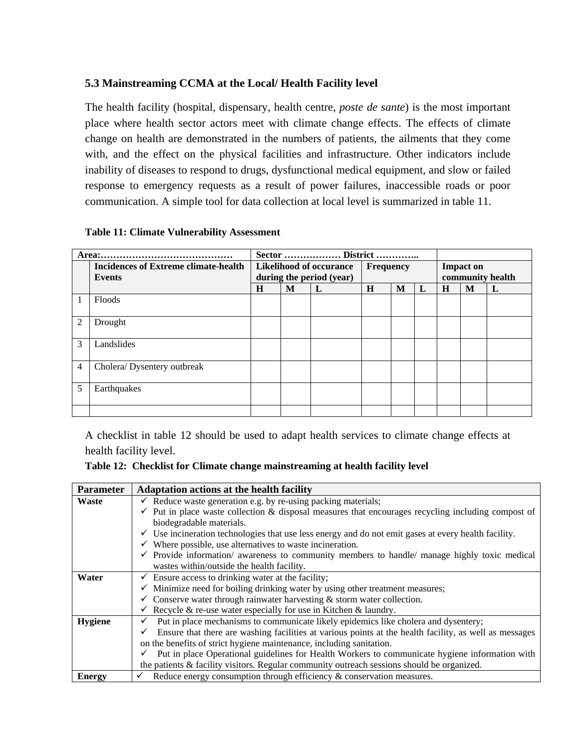### 5.3 Mainstreaming CCMA at the Local/ Health Facility level

The health facility (hospital, dispensary, health centre, *poste de sante*) is the most important place where health sector actors meet with climate change effects. The effects of climate change on health are demonstrated in the numbers of patients, the ailments that they come with, and the effect on the physical facilities and infrastructure. Other indicators include inability of diseases to respond to drugs, dysfunctional medical equipment, and slow or failed response to emergency requests as a result of power failures, inaccessible roads or poor communication. A simple tool for data collection at local level is summarized in table 11.

**Table 11: Climate Vulnerability Assessment**

| **Area:……………………………………** | | **Sector ……………… District …………..** | | | | | | | | |
|---|---|---|---|---|---|---|---|---|---|---|
| | **Incidences of Extreme climate-health Events** | **Likelihood of occurance during the period (year)** | | | **Frequency** | | | **Impact on community health** | | |
| | | **H** | **M** | **L** | **H** | **M** | **L** | **H** | **M** | **L** |
| 1 | Floods | | | | | | | | | |
| 2 | Drought | | | | | | | | | |
| 3 | Landslides | | | | | | | | | |
| 4 | Cholera/ Dysentery outbreak | | | | | | | | | |
| 5 | Earthquakes | | | | | | | | | |
| | | | | | | | | | | |

A checklist in table 12 should be used to adapt health services to climate change effects at health facility level.

**Table 12: Checklist for Climate change mainstreaming at health facility level**

| **Parameter** | **Adaptation actions at the health facility** |
|---|---|
| **Waste** | ✓ Reduce waste generation e.g. by re-using packing materials;<br>✓ Put in place waste collection & disposal measures that encourages recycling including compost of biodegradable materials.<br>✓ Use incineration technologies that use less energy and do not emit gases at every health facility.<br>✓ Where possible, use alternatives to waste incineration.<br>✓ Provide information/ awareness to community members to handle/ manage highly toxic medical wastes within/outside the health facility. |
| **Water** | ✓ Ensure access to drinking water at the facility;<br>✓ Minimize need for boiling drinking water by using other treatment measures;<br>✓ Conserve water through rainwater harvesting & storm water collection.<br>✓ Recycle & re-use water especially for use in Kitchen & laundry. |
| **Hygiene** | ✓ Put in place mechanisms to communicate likely epidemics like cholera and dysentery;<br>✓ Ensure that there are washing facilities at various points at the health facility, as well as messages on the benefits of strict hygiene maintenance, including sanitation.<br>✓ Put in place Operational guidelines for Health Workers to communicate hygiene information with the patients & facility visitors. Regular community outreach sessions should be organized. |
| **Energy** | ✓ Reduce energy consumption through efficiency & conservation measures. |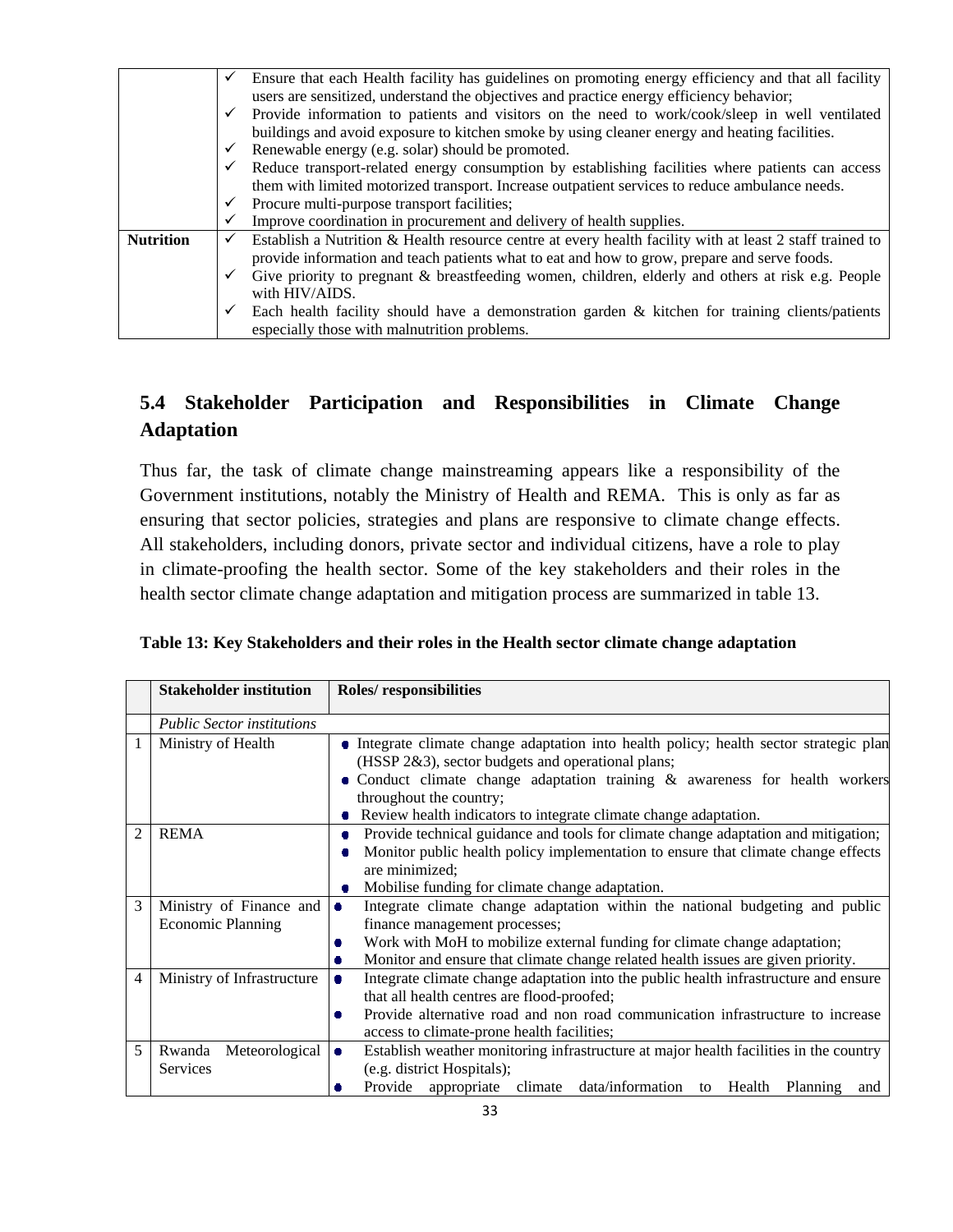| | |
|---|---|
| | ✓ Ensure that each Health facility has guidelines on promoting energy efficiency and that all facility users are sensitized, understand the objectives and practice energy efficiency behavior;<br>✓ Provide information to patients and visitors on the need to work/cook/sleep in well ventilated buildings and avoid exposure to kitchen smoke by using cleaner energy and heating facilities.<br>✓ Renewable energy (e.g. solar) should be promoted.<br>✓ Reduce transport-related energy consumption by establishing facilities where patients can access them with limited motorized transport. Increase outpatient services to reduce ambulance needs.<br>✓ Procure multi-purpose transport facilities;<br>✓ Improve coordination in procurement and delivery of health supplies. |
| **Nutrition** | ✓ Establish a Nutrition & Health resource centre at every health facility with at least 2 staff trained to provide information and teach patients what to eat and how to grow, prepare and serve foods.<br>✓ Give priority to pregnant & breastfeeding women, children, elderly and others at risk e.g. People with HIV/AIDS.<br>✓ Each health facility should have a demonstration garden & kitchen for training clients/patients especially those with malnutrition problems. |

## 5.4 Stakeholder Participation and Responsibilities in Climate Change Adaptation

Thus far, the task of climate change mainstreaming appears like a responsibility of the Government institutions, notably the Ministry of Health and REMA. This is only as far as ensuring that sector policies, strategies and plans are responsive to climate change effects. All stakeholders, including donors, private sector and individual citizens, have a role to play in climate-proofing the health sector. Some of the key stakeholders and their roles in the health sector climate change adaptation and mitigation process are summarized in table 13.

**Table 13: Key Stakeholders and their roles in the Health sector climate change adaptation**

| | **Stakeholder institution** | **Roles/ responsibilities** |
|---|---|---|
| | *Public Sector institutions* | |
| 1 | Ministry of Health | • Integrate climate change adaptation into health policy; health sector strategic plan (HSSP 2&3), sector budgets and operational plans;<br>• Conduct climate change adaptation training & awareness for health workers throughout the country;<br>• Review health indicators to integrate climate change adaptation. |
| 2 | REMA | • Provide technical guidance and tools for climate change adaptation and mitigation;<br>• Monitor public health policy implementation to ensure that climate change effects are minimized;<br>• Mobilise funding for climate change adaptation. |
| 3 | Ministry of Finance and Economic Planning | • Integrate climate change adaptation within the national budgeting and public finance management processes;<br>• Work with MoH to mobilize external funding for climate change adaptation;<br>• Monitor and ensure that climate change related health issues are given priority. |
| 4 | Ministry of Infrastructure | • Integrate climate change adaptation into the public health infrastructure and ensure that all health centres are flood-proofed;<br>• Provide alternative road and non road communication infrastructure to increase access to climate-prone health facilities; |
| 5 | Rwanda Meteorological Services | • Establish weather monitoring infrastructure at major health facilities in the country (e.g. district Hospitals);<br>• Provide appropriate climate data/information to Health Planning and |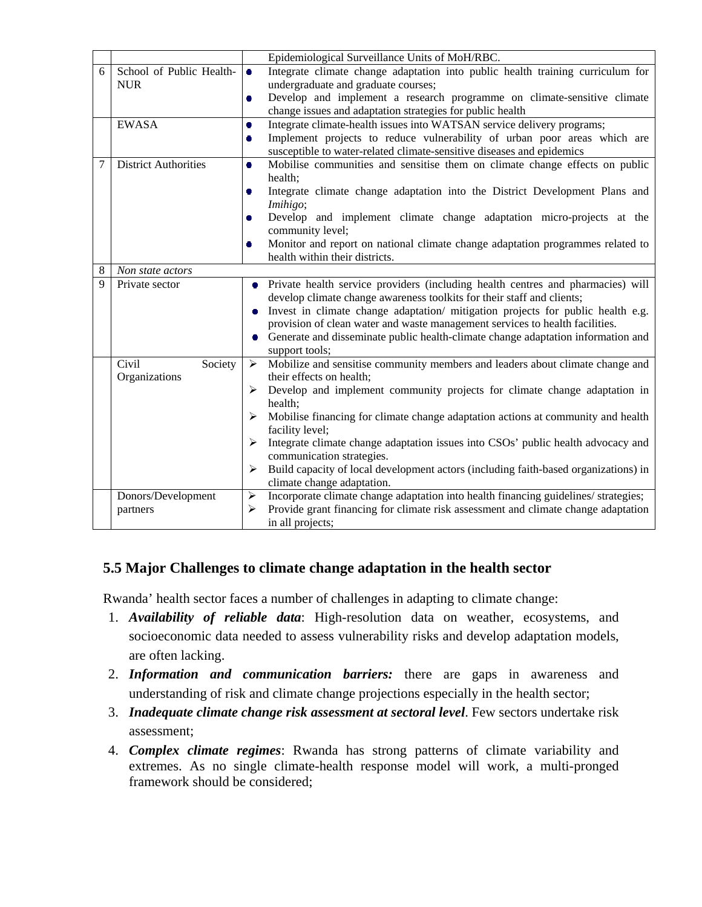| | | |
|---|---|---|
| | | Epidemiological Surveillance Units of MoH/RBC. |
| 6 | School of Public Health-NUR | • Integrate climate change adaptation into public health training curriculum for undergraduate and graduate courses;<br>• Develop and implement a research programme on climate-sensitive climate change issues and adaptation strategies for public health |
| | EWASA | • Integrate climate-health issues into WATSAN service delivery programs;<br>• Implement projects to reduce vulnerability of urban poor areas which are susceptible to water-related climate-sensitive diseases and epidemics |
| 7 | District Authorities | • Mobilise communities and sensitise them on climate change effects on public health;<br>• Integrate climate change adaptation into the District Development Plans and *Imihigo*;<br>• Develop and implement climate change adaptation micro-projects at the community level;<br>• Monitor and report on national climate change adaptation programmes related to health within their districts. |
| 8 | *Non state actors* | |
| 9 | Private sector | • Private health service providers (including health centres and pharmacies) will develop climate change awareness toolkits for their staff and clients;<br>• Invest in climate change adaptation/ mitigation projects for public health e.g. provision of clean water and waste management services to health facilities.<br>• Generate and disseminate public health-climate change adaptation information and support tools; |
| | Civil Society Organizations | ➢ Mobilize and sensitise community members and leaders about climate change and their effects on health;<br>➢ Develop and implement community projects for climate change adaptation in health;<br>➢ Mobilise financing for climate change adaptation actions at community and health facility level;<br>➢ Integrate climate change adaptation issues into CSOs' public health advocacy and communication strategies.<br>➢ Build capacity of local development actors (including faith-based organizations) in climate change adaptation. |
| | Donors/Development partners | ➢ Incorporate climate change adaptation into health financing guidelines/ strategies;<br>➢ Provide grant financing for climate risk assessment and climate change adaptation in all projects; |

## 5.5 Major Challenges to climate change adaptation in the health sector

Rwanda' health sector faces a number of challenges in adapting to climate change:

1. ***Availability of reliable data***: High-resolution data on weather, ecosystems, and socioeconomic data needed to assess vulnerability risks and develop adaptation models, are often lacking.
2. ***Information and communication barriers:*** there are gaps in awareness and understanding of risk and climate change projections especially in the health sector;
3. ***Inadequate climate change risk assessment at sectoral level***. Few sectors undertake risk assessment;
4. ***Complex climate regimes***: Rwanda has strong patterns of climate variability and extremes. As no single climate-health response model will work, a multi-pronged framework should be considered;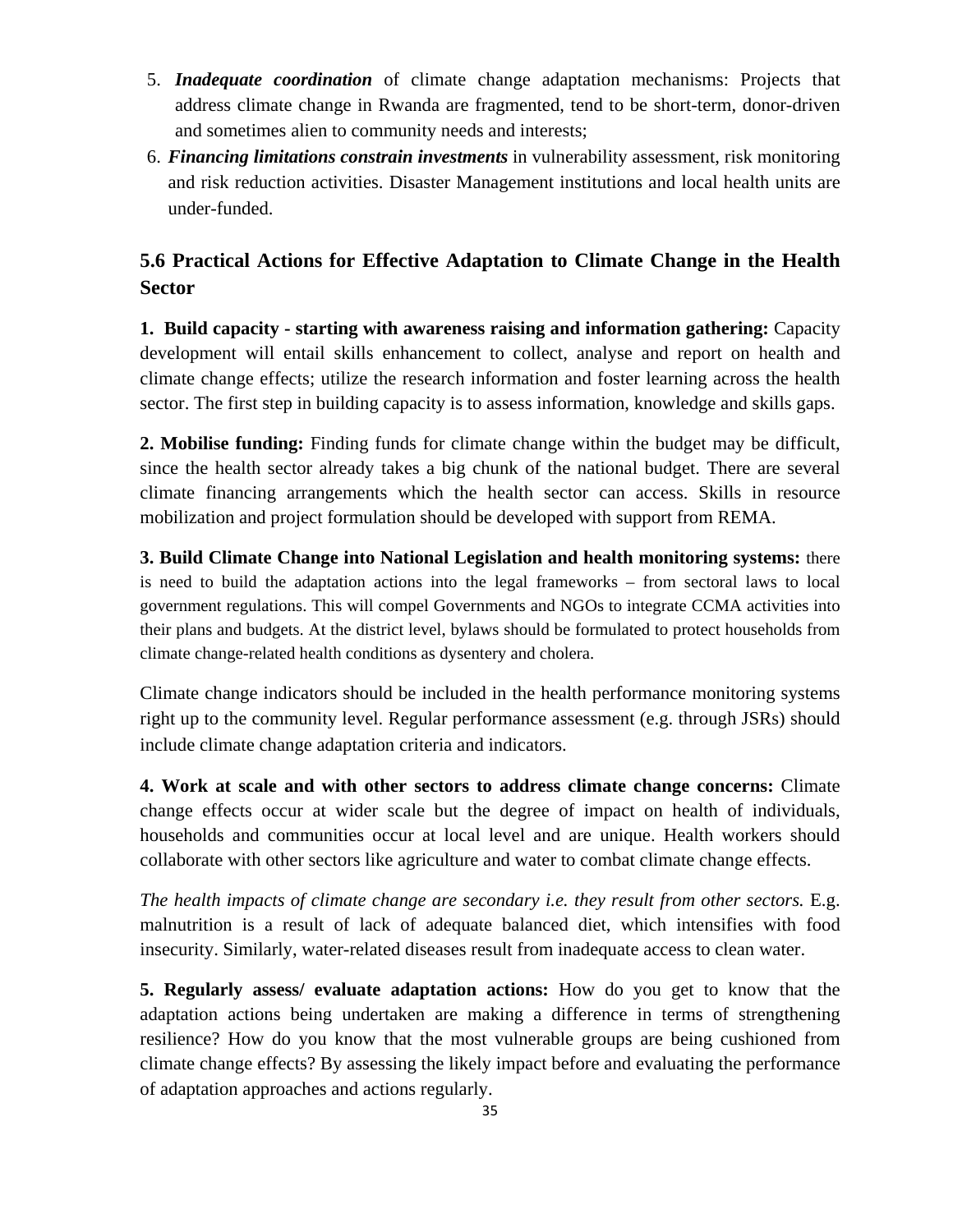5. ***Inadequate coordination*** of climate change adaptation mechanisms: Projects that address climate change in Rwanda are fragmented, tend to be short-term, donor-driven and sometimes alien to community needs and interests;
6. ***Financing limitations constrain investments*** in vulnerability assessment, risk monitoring and risk reduction activities. Disaster Management institutions and local health units are under-funded.

## 5.6 Practical Actions for Effective Adaptation to Climate Change in the Health Sector

**1. Build capacity - starting with awareness raising and information gathering:** Capacity development will entail skills enhancement to collect, analyse and report on health and climate change effects; utilize the research information and foster learning across the health sector. The first step in building capacity is to assess information, knowledge and skills gaps.

**2. Mobilise funding:** Finding funds for climate change within the budget may be difficult, since the health sector already takes a big chunk of the national budget. There are several climate financing arrangements which the health sector can access. Skills in resource mobilization and project formulation should be developed with support from REMA.

**3. Build Climate Change into National Legislation and health monitoring systems:** there is need to build the adaptation actions into the legal frameworks – from sectoral laws to local government regulations. This will compel Governments and NGOs to integrate CCMA activities into their plans and budgets. At the district level, bylaws should be formulated to protect households from climate change-related health conditions as dysentery and cholera.

Climate change indicators should be included in the health performance monitoring systems right up to the community level. Regular performance assessment (e.g. through JSRs) should include climate change adaptation criteria and indicators.

**4. Work at scale and with other sectors to address climate change concerns:** Climate change effects occur at wider scale but the degree of impact on health of individuals, households and communities occur at local level and are unique. Health workers should collaborate with other sectors like agriculture and water to combat climate change effects.

*The health impacts of climate change are secondary i.e. they result from other sectors.* E.g. malnutrition is a result of lack of adequate balanced diet, which intensifies with food insecurity. Similarly, water-related diseases result from inadequate access to clean water.

**5. Regularly assess/ evaluate adaptation actions:** How do you get to know that the adaptation actions being undertaken are making a difference in terms of strengthening resilience? How do you know that the most vulnerable groups are being cushioned from climate change effects? By assessing the likely impact before and evaluating the performance of adaptation approaches and actions regularly.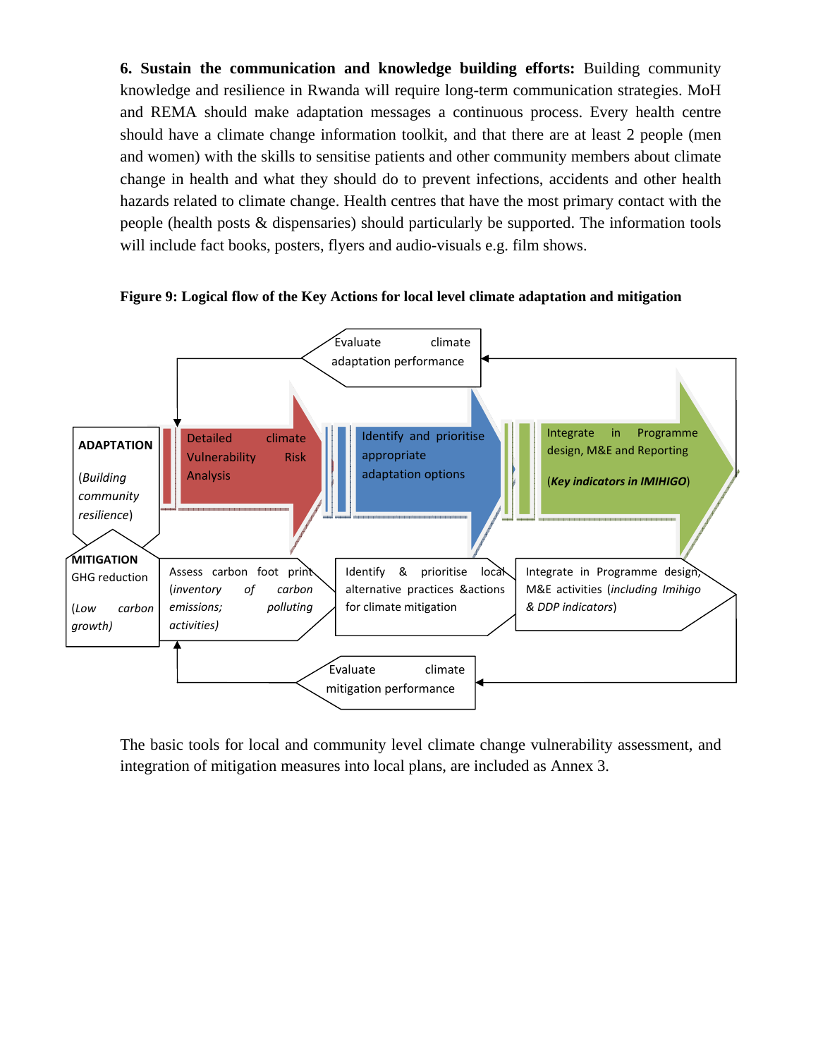**6. Sustain the communication and knowledge building efforts:** Building community knowledge and resilience in Rwanda will require long-term communication strategies. MoH and REMA should make adaptation messages a continuous process. Every health centre should have a climate change information toolkit, and that there are at least 2 people (men and women) with the skills to sensitise patients and other community members about climate change in health and what they should do to prevent infections, accidents and other health hazards related to climate change. Health centres that have the most primary contact with the people (health posts & dispensaries) should particularly be supported. The information tools will include fact books, posters, flyers and audio-visuals e.g. film shows.

**Figure 9: Logical flow of the Key Actions for local level climate adaptation and mitigation**

Evaluate climate adaptation performance

**ADAPTATION** (*Building community resilience*) → Detailed climate Vulnerability Risk Analysis → Identify and prioritise appropriate adaptation options → Integrate in Programme design, M&E and Reporting (***Key indicators in IMIHIGO***)

**MITIGATION** GHG reduction (*Low carbon growth*) → Assess carbon foot print (*inventory of carbon emissions; polluting activities*) → Identify & prioritise local alternative practices &actions for climate mitigation → Integrate in Programme design, M&E activities (*including Imihigo & DDP indicators*)

Evaluate climate mitigation performance

The basic tools for local and community level climate change vulnerability assessment, and integration of mitigation measures into local plans, are included as Annex 3.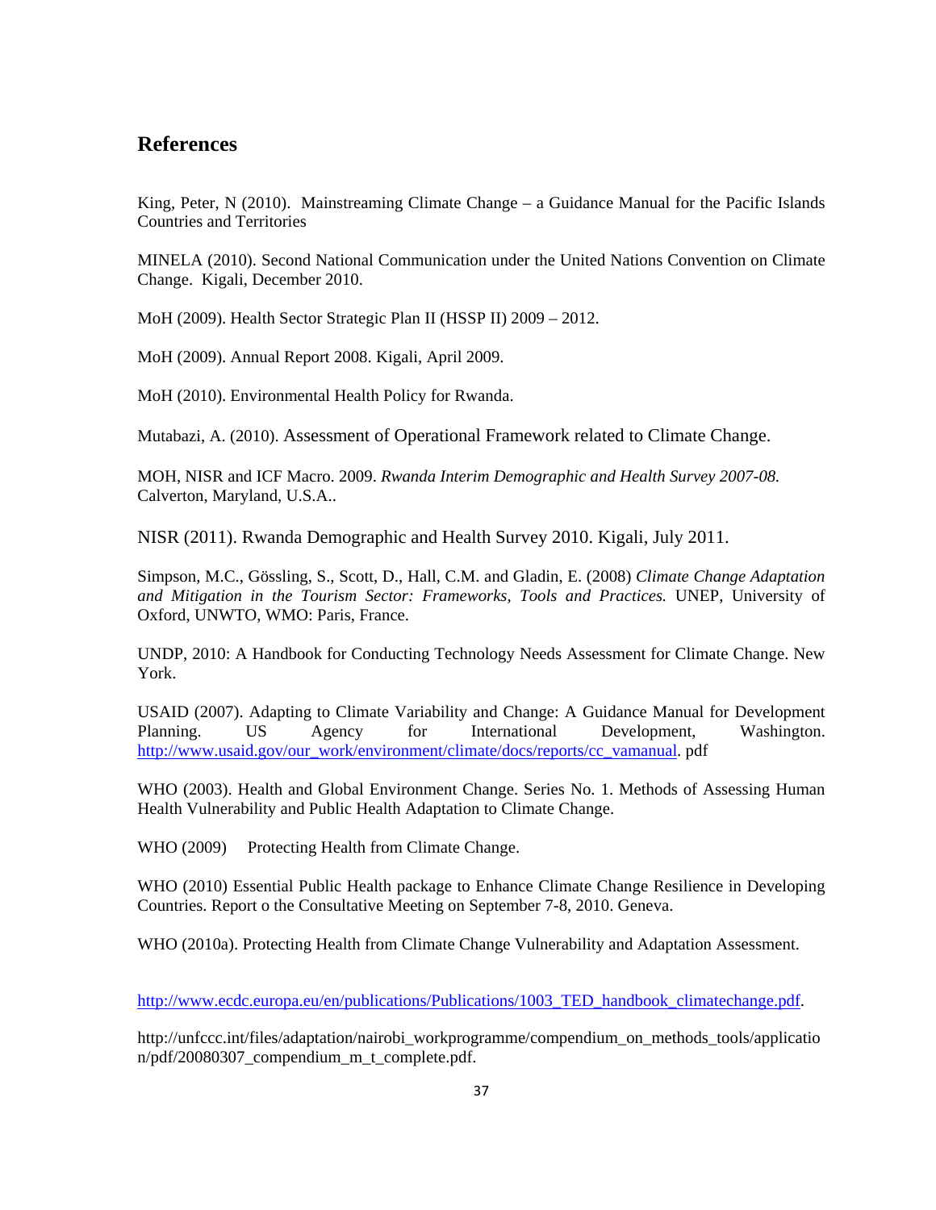## References

King, Peter, N (2010). Mainstreaming Climate Change – a Guidance Manual for the Pacific Islands Countries and Territories

MINELA (2010). Second National Communication under the United Nations Convention on Climate Change. Kigali, December 2010.

MoH (2009). Health Sector Strategic Plan II (HSSP II) 2009 – 2012.

MoH (2009). Annual Report 2008. Kigali, April 2009.

MoH (2010). Environmental Health Policy for Rwanda.

Mutabazi, A. (2010). Assessment of Operational Framework related to Climate Change.

MOH, NISR and ICF Macro. 2009. *Rwanda Interim Demographic and Health Survey 2007-08.* Calverton, Maryland, U.S.A..

NISR (2011). Rwanda Demographic and Health Survey 2010. Kigali, July 2011.

Simpson, M.C., Gössling, S., Scott, D., Hall, C.M. and Gladin, E. (2008) *Climate Change Adaptation and Mitigation in the Tourism Sector: Frameworks, Tools and Practices.* UNEP, University of Oxford, UNWTO, WMO: Paris, France.

UNDP, 2010: A Handbook for Conducting Technology Needs Assessment for Climate Change. New York.

USAID (2007). Adapting to Climate Variability and Change: A Guidance Manual for Development Planning. US Agency for International Development, Washington. http://www.usaid.gov/our_work/environment/climate/docs/reports/cc_vamanual. pdf

WHO (2003). Health and Global Environment Change. Series No. 1. Methods of Assessing Human Health Vulnerability and Public Health Adaptation to Climate Change.

WHO (2009) Protecting Health from Climate Change.

WHO (2010) Essential Public Health package to Enhance Climate Change Resilience in Developing Countries. Report o the Consultative Meeting on September 7-8, 2010. Geneva.

WHO (2010a). Protecting Health from Climate Change Vulnerability and Adaptation Assessment.

http://www.ecdc.europa.eu/en/publications/Publications/1003_TED_handbook_climatechange.pdf.

http://unfccc.int/files/adaptation/nairobi_workprogramme/compendium_on_methods_tools/application/pdf/20080307_compendium_m_t_complete.pdf.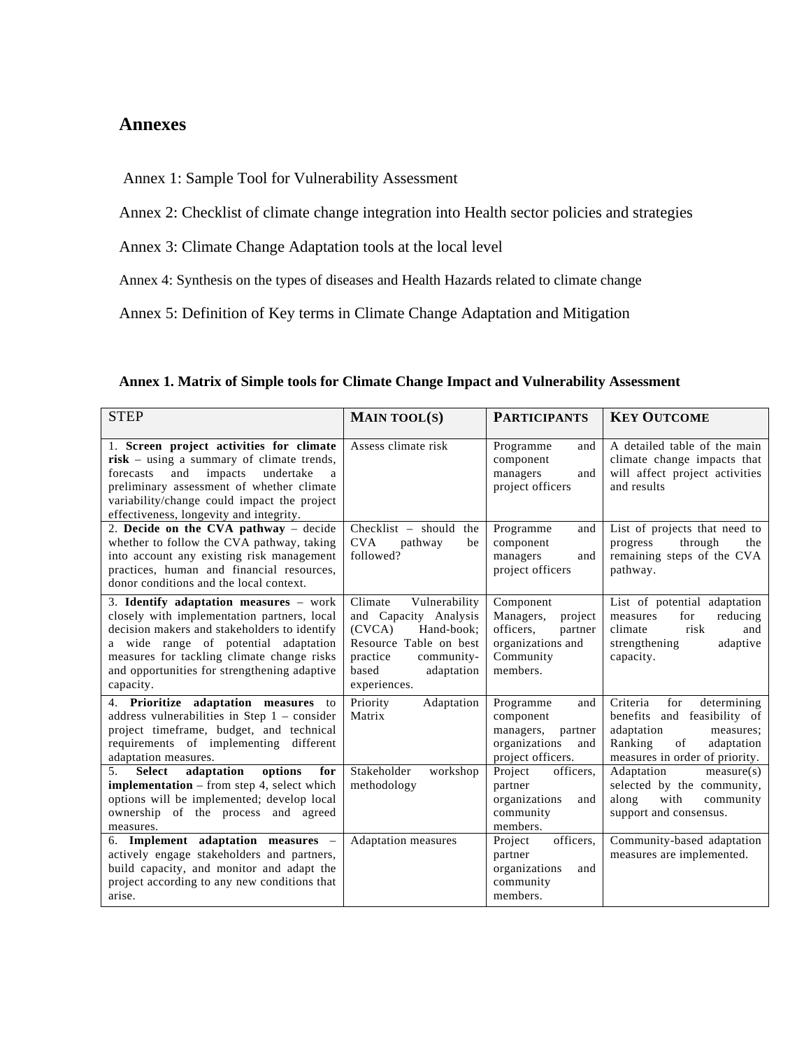## Annexes

Annex 1: Sample Tool for Vulnerability Assessment

Annex 2: Checklist of climate change integration into Health sector policies and strategies

Annex 3: Climate Change Adaptation tools at the local level

Annex 4: Synthesis on the types of diseases and Health Hazards related to climate change

Annex 5: Definition of Key terms in Climate Change Adaptation and Mitigation

**Annex 1. Matrix of Simple tools for Climate Change Impact and Vulnerability Assessment**

| STEP | MAIN TOOL(S) | PARTICIPANTS | KEY OUTCOME |
|---|---|---|---|
| 1. **Screen project activities for climate risk** – using a summary of climate trends, forecasts and impacts undertake a preliminary assessment of whether climate variability/change could impact the project effectiveness, longevity and integrity. | Assess climate risk | Programme and component managers and project officers | A detailed table of the main climate change impacts that will affect project activities and results |
| 2. **Decide on the CVA pathway** – decide whether to follow the CVA pathway, taking into account any existing risk management practices, human and financial resources, donor conditions and the local context. | Checklist – should the CVA pathway be followed? | Programme and component managers and project officers | List of projects that need to progress through the remaining steps of the CVA pathway. |
| 3. **Identify adaptation measures** – work closely with implementation partners, local decision makers and stakeholders to identify a wide range of potential adaptation measures for tackling climate change risks and opportunities for strengthening adaptive capacity. | Climate Vulnerability and Capacity Analysis (CVCA) Hand-book; Resource Table on best practice community-based adaptation experiences. | Component Managers, project officers, partner organizations and Community members. | List of potential adaptation measures for reducing climate risk and strengthening adaptive capacity. |
| 4. **Prioritize adaptation measures** to address vulnerabilities in Step 1 – consider project timeframe, budget, and technical requirements of implementing different adaptation measures. | Priority Adaptation Matrix | Programme and component managers, partner organizations and project officers. | Criteria for determining benefits and feasibility of adaptation measures; Ranking of adaptation measures in order of priority. |
| 5. **Select adaptation options for implementation** – from step 4, select which options will be implemented; develop local ownership of the process and agreed measures. | Stakeholder workshop methodology | Project officers, partner organizations and community members. | Adaptation measure(s) selected by the community, along with community support and consensus. |
| 6. **Implement adaptation measures** – actively engage stakeholders and partners, build capacity, and monitor and adapt the project according to any new conditions that arise. | Adaptation measures | Project officers, partner organizations and community members. | Community-based adaptation measures are implemented. |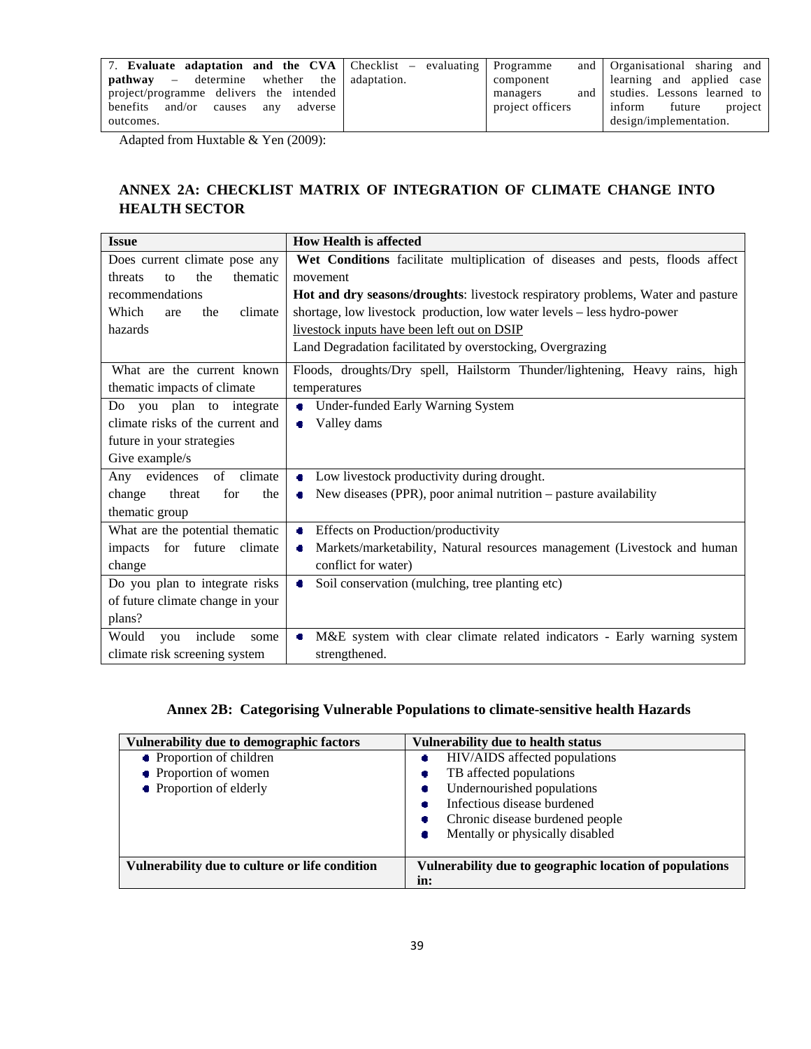| 7. **Evaluate adaptation and the CVA pathway** – determine whether the project/programme delivers the intended benefits and/or causes any adverse outcomes. | Checklist – evaluating adaptation. | Programme and component managers and project officers | Organisational sharing and learning and applied case studies. Lessons learned to inform future project design/implementation. |
|---|---|---|---|

Adapted from Huxtable & Yen (2009):

## ANNEX 2A: CHECKLIST MATRIX OF INTEGRATION OF CLIMATE CHANGE INTO HEALTH SECTOR

| Issue | How Health is affected |
|---|---|
| Does current climate pose any threats to the thematic recommendations<br>Which are the climate hazards | **Wet Conditions** facilitate multiplication of diseases and pests, floods affect movement<br>**Hot and dry seasons/droughts**: livestock respiratory problems, Water and pasture shortage, low livestock production, low water levels – less hydro-power<br>livestock inputs have been left out on DSIP<br>Land Degradation facilitated by overstocking, Overgrazing |
| What are the current known thematic impacts of climate | Floods, droughts/Dry spell, Hailstorm Thunder/lightening, Heavy rains, high temperatures |
| Do you plan to integrate climate risks of the current and future in your strategies<br>Give example/s | • Under-funded Early Warning System<br>• Valley dams |
| Any evidences of climate change threat for the thematic group | • Low livestock productivity during drought.<br>• New diseases (PPR), poor animal nutrition – pasture availability |
| What are the potential thematic impacts for future climate change | • Effects on Production/productivity<br>• Markets/marketability, Natural resources management (Livestock and human conflict for water) |
| Do you plan to integrate risks of future climate change in your plans? | • Soil conservation (mulching, tree planting etc) |
| Would you include some climate risk screening system | • M&E system with clear climate related indicators - Early warning system strengthened. |

### Annex 2B: Categorising Vulnerable Populations to climate-sensitive health Hazards

| Vulnerability due to demographic factors | Vulnerability due to health status |
|---|---|
| • Proportion of children<br>• Proportion of women<br>• Proportion of elderly | • HIV/AIDS affected populations<br>• TB affected populations<br>• Undernourished populations<br>• Infectious disease burdened<br>• Chronic disease burdened people<br>• Mentally or physically disabled |
| **Vulnerability due to culture or life condition** | **Vulnerability due to geographic location of populations in:** |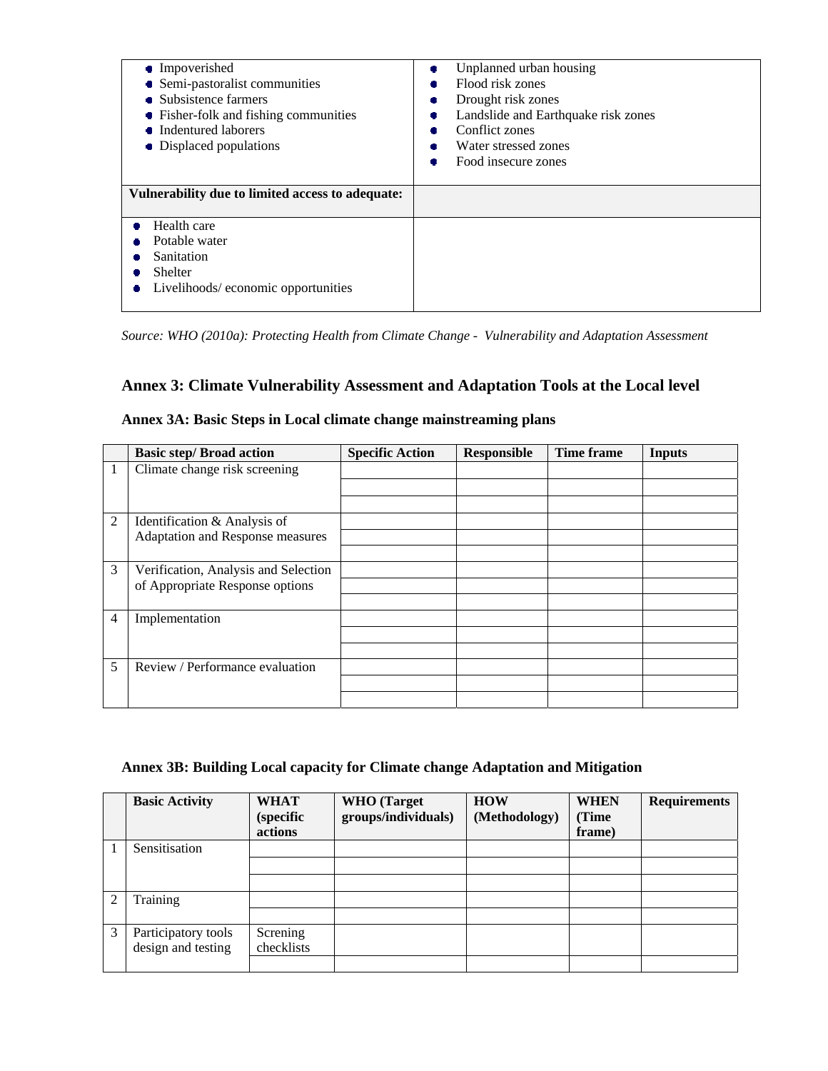| | |
|---|---|
| • Impoverished<br>• Semi-pastoralist communities<br>• Subsistence farmers<br>• Fisher-folk and fishing communities<br>• Indentured laborers<br>• Displaced populations | • Unplanned urban housing<br>• Flood risk zones<br>• Drought risk zones<br>• Landslide and Earthquake risk zones<br>• Conflict zones<br>• Water stressed zones<br>• Food insecure zones |
| **Vulnerability due to limited access to adequate:** | |
| • Health care<br>• Potable water<br>• Sanitation<br>• Shelter<br>• Livelihoods/ economic opportunities | |

*Source: WHO (2010a): Protecting Health from Climate Change - Vulnerability and Adaptation Assessment*

## Annex 3: Climate Vulnerability Assessment and Adaptation Tools at the Local level

### Annex 3A: Basic Steps in Local climate change mainstreaming plans

| | Basic step/ Broad action | Specific Action | Responsible | Time frame | Inputs |
|---|---|---|---|---|---|
| 1 | Climate change risk screening | | | | |
| | | | | | |
| | | | | | |
| 2 | Identification & Analysis of Adaptation and Response measures | | | | |
| | | | | | |
| | | | | | |
| 3 | Verification, Analysis and Selection of Appropriate Response options | | | | |
| | | | | | |
| | | | | | |
| 4 | Implementation | | | | |
| | | | | | |
| | | | | | |
| 5 | Review / Performance evaluation | | | | |
| | | | | | |
| | | | | | |

### Annex 3B: Building Local capacity for Climate change Adaptation and Mitigation

| | Basic Activity | WHAT (specific actions | WHO (Target groups/individuals) | HOW (Methodology) | WHEN (Time frame) | Requirements |
|---|---|---|---|---|---|---|
| 1 | Sensitisation | | | | | |
| | | | | | | |
| | | | | | | |
| 2 | Training | | | | | |
| | | | | | | |
| 3 | Participatory tools design and testing | Screning checklists | | | | |
| | | | | | | |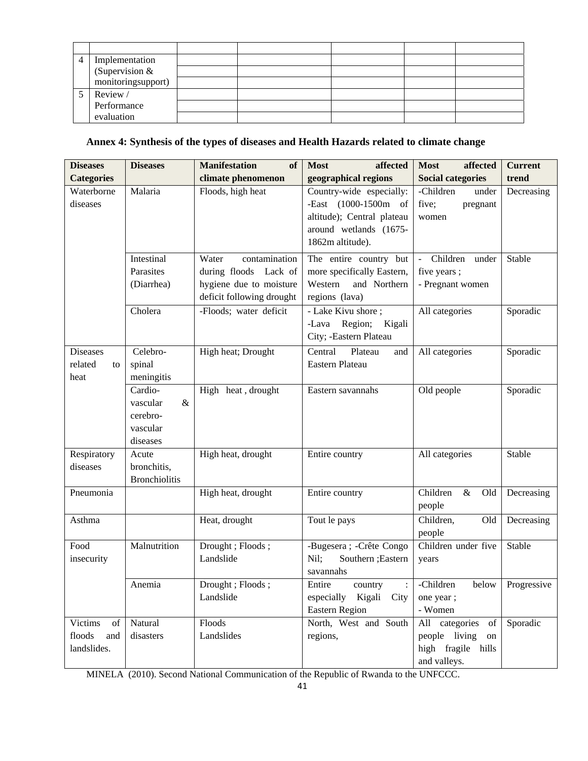|   |   |   |   |   |   |   |
|---|---|---|---|---|---|---|
|   |   |   |   |   |   |   |
| 4 | Implementation (Supervision & monitoringsupport) |   |   |   |   |   |
|   |   |   |   |   |   |   |
|   |   |   |   |   |   |   |
| 5 | Review / Performance evaluation |   |   |   |   |   |
|   |   |   |   |   |   |   |
|   |   |   |   |   |   |   |

### Annex 4: Synthesis of the types of diseases and Health Hazards related to climate change

| Diseases Categories | Diseases | Manifestation of climate phenomenon | Most affected geographical regions | Most affected Social categories | Current trend |
|---|---|---|---|---|---|
| Waterborne diseases | Malaria | Floods, high heat | Country-wide especially: -East (1000-1500m of altitude); Central plateau around wetlands (1675-1862m altitude). | -Children under five; pregnant women | Decreasing |
|   | Intestinal Parasites (Diarrhea) | Water contamination during floods Lack of hygiene due to moisture deficit following drought | The entire country but more specifically Eastern, Western and Northern regions (lava) | - Children under five years ; - Pregnant women | Stable |
|   | Cholera | -Floods; water deficit | - Lake Kivu shore ; -Lava Region; Kigali City; -Eastern Plateau | All categories | Sporadic |
| Diseases related to heat | Celebro-spinal meningitis | High heat; Drought | Central Plateau and Eastern Plateau | All categories | Sporadic |
|   | Cardio-vascular & cerebro-vascular diseases | High heat , drought | Eastern savannahs | Old people | Sporadic |
| Respiratory diseases | Acute bronchitis, Bronchiolitis | High heat, drought | Entire country | All categories | Stable |
| Pneumonia |   | High heat, drought | Entire country | Children & Old people | Decreasing |
| Asthma |   | Heat, drought | Tout le pays | Children, Old people | Decreasing |
| Food insecurity | Malnutrition | Drought ; Floods ; Landslide | -Bugesera ; -Crête Congo Nil; Southern ;Eastern savannahs | Children under five years | Stable |
|   | Anemia | Drought ; Floods ; Landslide | Entire country : especially Kigali City Eastern Region | -Children below one year ; - Women | Progressive |
| Victims of floods and landslides. | Natural disasters | Floods Landslides | North, West and South regions, | All categories of people living on high fragile hills and valleys. | Sporadic |

MINELA (2010). Second National Communication of the Republic of Rwanda to the UNFCCC.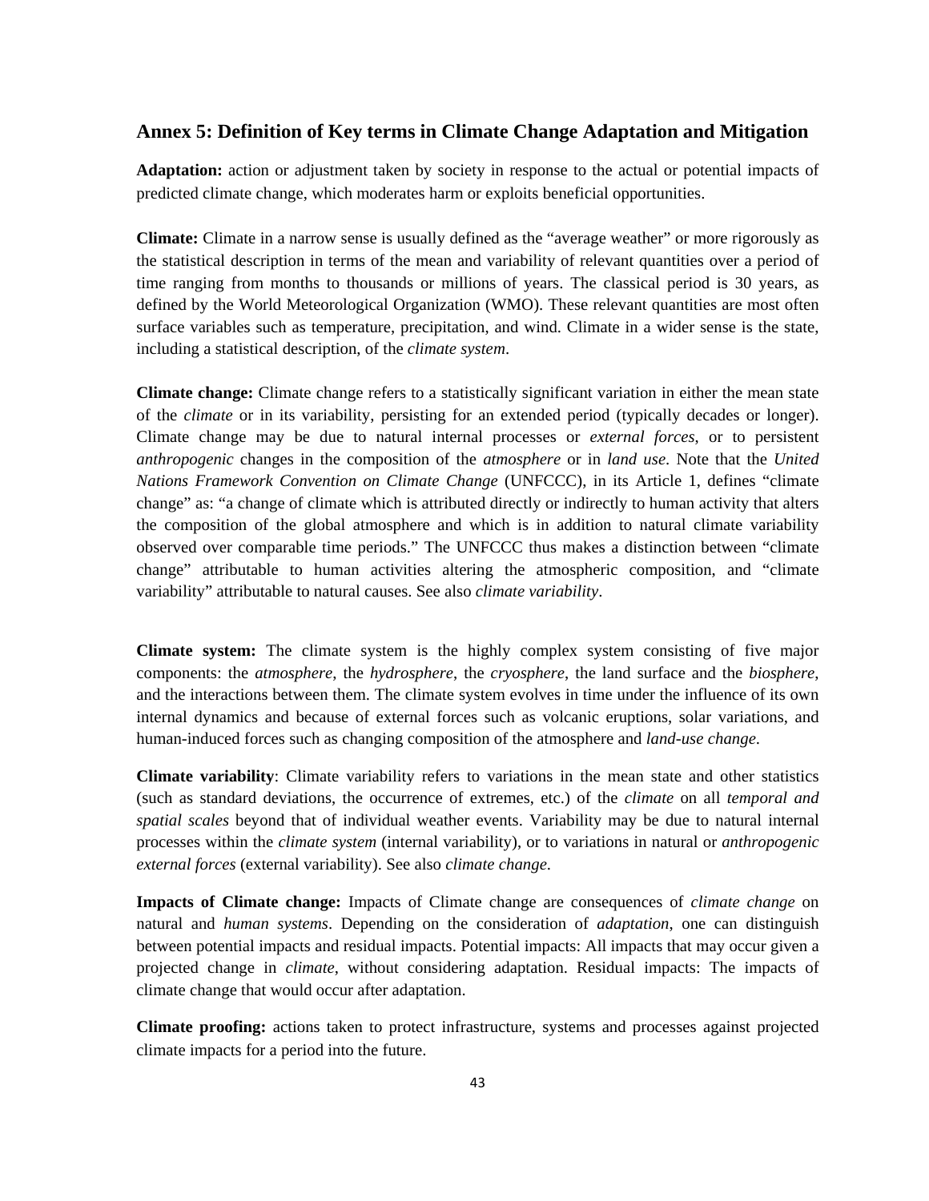## Annex 5: Definition of Key terms in Climate Change Adaptation and Mitigation

**Adaptation:** action or adjustment taken by society in response to the actual or potential impacts of predicted climate change, which moderates harm or exploits beneficial opportunities.

**Climate:** Climate in a narrow sense is usually defined as the "average weather" or more rigorously as the statistical description in terms of the mean and variability of relevant quantities over a period of time ranging from months to thousands or millions of years. The classical period is 30 years, as defined by the World Meteorological Organization (WMO). These relevant quantities are most often surface variables such as temperature, precipitation, and wind. Climate in a wider sense is the state, including a statistical description, of the *climate system*.

**Climate change:** Climate change refers to a statistically significant variation in either the mean state of the *climate* or in its variability, persisting for an extended period (typically decades or longer). Climate change may be due to natural internal processes or *external forces*, or to persistent *anthropogenic* changes in the composition of the *atmosphere* or in *land use*. Note that the *United Nations Framework Convention on Climate Change* (UNFCCC), in its Article 1, defines "climate change" as: "a change of climate which is attributed directly or indirectly to human activity that alters the composition of the global atmosphere and which is in addition to natural climate variability observed over comparable time periods." The UNFCCC thus makes a distinction between "climate change" attributable to human activities altering the atmospheric composition, and "climate variability" attributable to natural causes. See also *climate variability*.

**Climate system:** The climate system is the highly complex system consisting of five major components: the *atmosphere*, the *hydrosphere*, the *cryosphere*, the land surface and the *biosphere*, and the interactions between them. The climate system evolves in time under the influence of its own internal dynamics and because of external forces such as volcanic eruptions, solar variations, and human-induced forces such as changing composition of the atmosphere and *land-use change*.

**Climate variability**: Climate variability refers to variations in the mean state and other statistics (such as standard deviations, the occurrence of extremes, etc.) of the *climate* on all *temporal and spatial scales* beyond that of individual weather events. Variability may be due to natural internal processes within the *climate system* (internal variability), or to variations in natural or *anthropogenic external forces* (external variability). See also *climate change*.

**Impacts of Climate change:** Impacts of Climate change are consequences of *climate change* on natural and *human systems*. Depending on the consideration of *adaptation*, one can distinguish between potential impacts and residual impacts. Potential impacts: All impacts that may occur given a projected change in *climate*, without considering adaptation. Residual impacts: The impacts of climate change that would occur after adaptation.

**Climate proofing:** actions taken to protect infrastructure, systems and processes against projected climate impacts for a period into the future.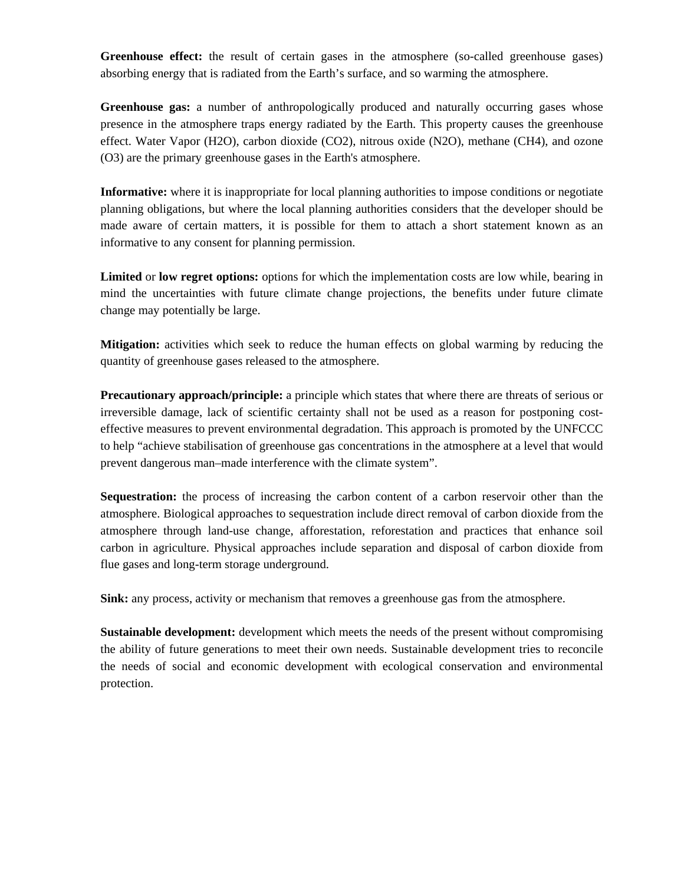**Greenhouse effect:** the result of certain gases in the atmosphere (so-called greenhouse gases) absorbing energy that is radiated from the Earth's surface, and so warming the atmosphere.

**Greenhouse gas:** a number of anthropologically produced and naturally occurring gases whose presence in the atmosphere traps energy radiated by the Earth. This property causes the greenhouse effect. Water Vapor ($H_2O$), carbon dioxide ($CO_2$), nitrous oxide ($N_2O$), methane ($CH_4$), and ozone ($O_3$) are the primary greenhouse gases in the Earth's atmosphere.

**Informative:** where it is inappropriate for local planning authorities to impose conditions or negotiate planning obligations, but where the local planning authorities considers that the developer should be made aware of certain matters, it is possible for them to attach a short statement known as an informative to any consent for planning permission.

**Limited** or **low regret options:** options for which the implementation costs are low while, bearing in mind the uncertainties with future climate change projections, the benefits under future climate change may potentially be large.

**Mitigation:** activities which seek to reduce the human effects on global warming by reducing the quantity of greenhouse gases released to the atmosphere.

**Precautionary approach/principle:** a principle which states that where there are threats of serious or irreversible damage, lack of scientific certainty shall not be used as a reason for postponing cost-effective measures to prevent environmental degradation. This approach is promoted by the UNFCCC to help "achieve stabilisation of greenhouse gas concentrations in the atmosphere at a level that would prevent dangerous man–made interference with the climate system".

**Sequestration:** the process of increasing the carbon content of a carbon reservoir other than the atmosphere. Biological approaches to sequestration include direct removal of carbon dioxide from the atmosphere through land-use change, afforestation, reforestation and practices that enhance soil carbon in agriculture. Physical approaches include separation and disposal of carbon dioxide from flue gases and long-term storage underground.

**Sink:** any process, activity or mechanism that removes a greenhouse gas from the atmosphere.

**Sustainable development:** development which meets the needs of the present without compromising the ability of future generations to meet their own needs. Sustainable development tries to reconcile the needs of social and economic development with ecological conservation and environmental protection.